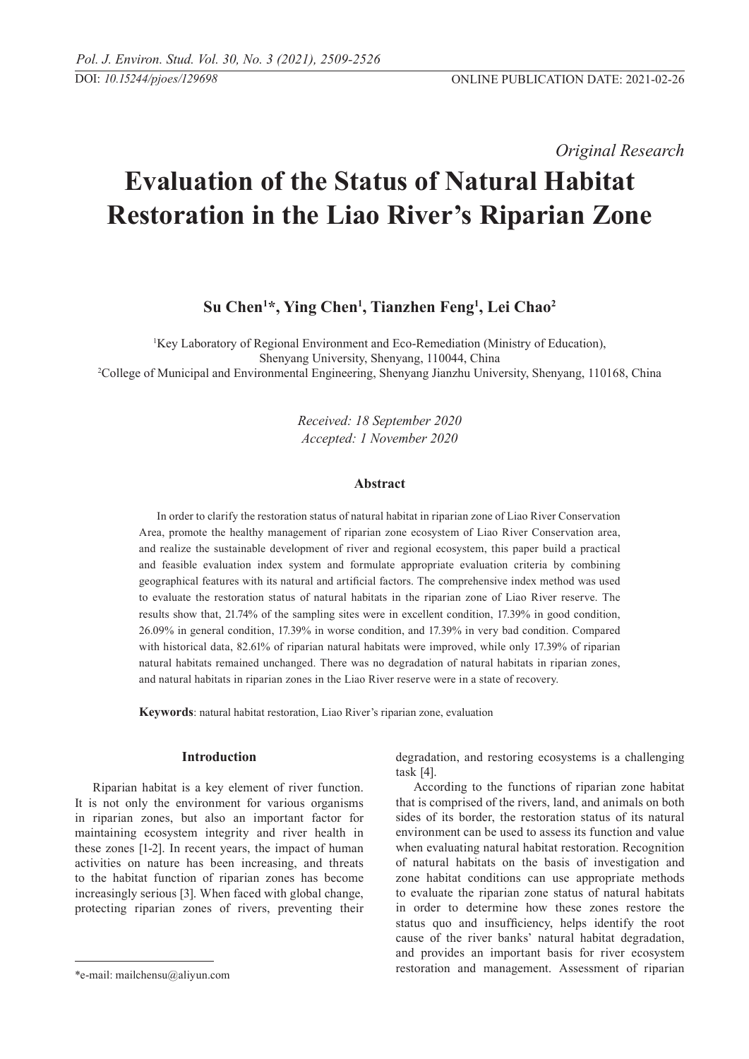*Original Research*

# Evaluation of the Status of Natural Habitat Restoration in the Liao River's Riparian Zone

**Su Chen[1]\*, Ying Chen[1], Tianzhen Feng[1], Lei Chao[2]**

[1]Key Laboratory of Regional Environment and Eco-Remediation (Ministry of Education), Shenyang University, Shenyang, 110044, China
[2]College of Municipal and Environmental Engineering, Shenyang Jianzhu University, Shenyang, 110168, China

*Received: 18 September 2020*
*Accepted: 1 November 2020*

### Abstract

In order to clarify the restoration status of natural habitat in riparian zone of Liao River Conservation Area, promote the healthy management of riparian zone ecosystem of Liao River Conservation area, and realize the sustainable development of river and regional ecosystem, this paper build a practical and feasible evaluation index system and formulate appropriate evaluation criteria by combining geographical features with its natural and artificial factors. The comprehensive index method was used to evaluate the restoration status of natural habitats in the riparian zone of Liao River reserve. The results show that, 21.74% of the sampling sites were in excellent condition, 17.39% in good condition, 26.09% in general condition, 17.39% in worse condition, and 17.39% in very bad condition. Compared with historical data, 82.61% of riparian natural habitats were improved, while only 17.39% of riparian natural habitats remained unchanged. There was no degradation of natural habitats in riparian zones, and natural habitats in riparian zones in the Liao River reserve were in a state of recovery.

**Keywords**: natural habitat restoration, Liao River's riparian zone, evaluation

## Introduction

Riparian habitat is a key element of river function. It is not only the environment for various organisms in riparian zones, but also an important factor for maintaining ecosystem integrity and river health in these zones [1-2]. In recent years, the impact of human activities on nature has been increasing, and threats to the habitat function of riparian zones has become increasingly serious [3]. When faced with global change, protecting riparian zones of rivers, preventing their degradation, and restoring ecosystems is a challenging task [4].

According to the functions of riparian zone habitat that is comprised of the rivers, land, and animals on both sides of its border, the restoration status of its natural environment can be used to assess its function and value when evaluating natural habitat restoration. Recognition of natural habitats on the basis of investigation and zone habitat conditions can use appropriate methods to evaluate the riparian zone status of natural habitats in order to determine how these zones restore the status quo and insufficiency, helps identify the root cause of the river banks' natural habitat degradation, and provides an important basis for river ecosystem restoration and management. Assessment of riparian

\*e-mail: mailchensu@aliyun.com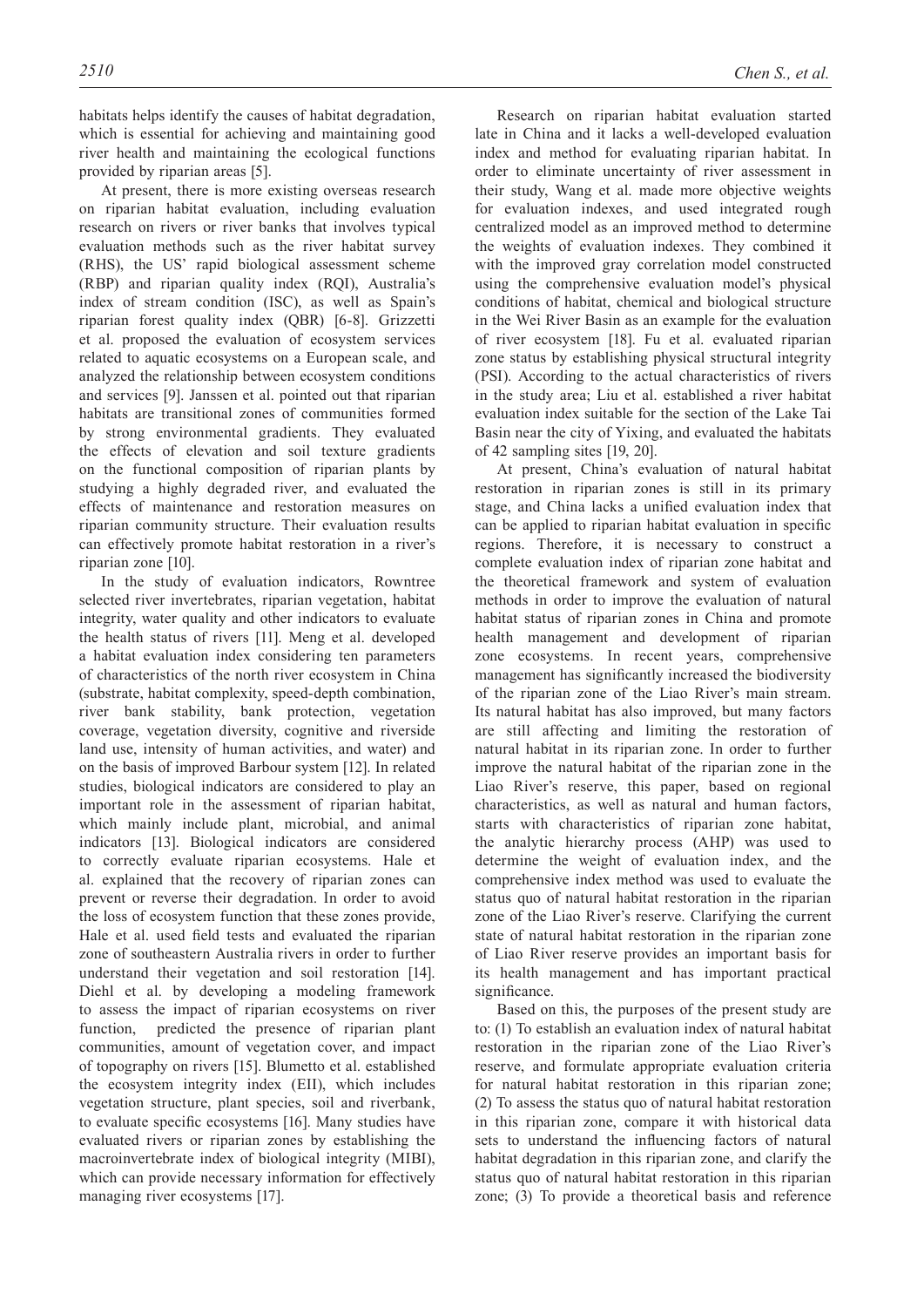habitats helps identify the causes of habitat degradation, which is essential for achieving and maintaining good river health and maintaining the ecological functions provided by riparian areas [5].

At present, there is more existing overseas research on riparian habitat evaluation, including evaluation research on rivers or river banks that involves typical evaluation methods such as the river habitat survey (RHS), the US' rapid biological assessment scheme (RBP) and riparian quality index (RQI), Australia's index of stream condition (ISC), as well as Spain's riparian forest quality index (QBR) [6-8]. Grizzetti et al. proposed the evaluation of ecosystem services related to aquatic ecosystems on a European scale, and analyzed the relationship between ecosystem conditions and services [9]. Janssen et al. pointed out that riparian habitats are transitional zones of communities formed by strong environmental gradients. They evaluated the effects of elevation and soil texture gradients on the functional composition of riparian plants by studying a highly degraded river, and evaluated the effects of maintenance and restoration measures on riparian community structure. Their evaluation results can effectively promote habitat restoration in a river's riparian zone [10].

In the study of evaluation indicators, Rowntree selected river invertebrates, riparian vegetation, habitat integrity, water quality and other indicators to evaluate the health status of rivers [11]. Meng et al. developed a habitat evaluation index considering ten parameters of characteristics of the north river ecosystem in China (substrate, habitat complexity, speed-depth combination, river bank stability, bank protection, vegetation coverage, vegetation diversity, cognitive and riverside land use, intensity of human activities, and water) and on the basis of improved Barbour system [12]. In related studies, biological indicators are considered to play an important role in the assessment of riparian habitat, which mainly include plant, microbial, and animal indicators [13]. Biological indicators are considered to correctly evaluate riparian ecosystems. Hale et al. explained that the recovery of riparian zones can prevent or reverse their degradation. In order to avoid the loss of ecosystem function that these zones provide, Hale et al. used field tests and evaluated the riparian zone of southeastern Australia rivers in order to further understand their vegetation and soil restoration [14]. Diehl et al. by developing a modeling framework to assess the impact of riparian ecosystems on river function, predicted the presence of riparian plant communities, amount of vegetation cover, and impact of topography on rivers [15]. Blumetto et al. established the ecosystem integrity index (EII), which includes vegetation structure, plant species, soil and riverbank, to evaluate specific ecosystems [16]. Many studies have evaluated rivers or riparian zones by establishing the macroinvertebrate index of biological integrity (MIBI), which can provide necessary information for effectively managing river ecosystems [17].

Research on riparian habitat evaluation started late in China and it lacks a well-developed evaluation index and method for evaluating riparian habitat. In order to eliminate uncertainty of river assessment in their study, Wang et al. made more objective weights for evaluation indexes, and used integrated rough centralized model as an improved method to determine the weights of evaluation indexes. They combined it with the improved gray correlation model constructed using the comprehensive evaluation model's physical conditions of habitat, chemical and biological structure in the Wei River Basin as an example for the evaluation of river ecosystem [18]. Fu et al. evaluated riparian zone status by establishing physical structural integrity (PSI). According to the actual characteristics of rivers in the study area; Liu et al. established a river habitat evaluation index suitable for the section of the Lake Tai Basin near the city of Yixing, and evaluated the habitats of 42 sampling sites [19, 20].

At present, China's evaluation of natural habitat restoration in riparian zones is still in its primary stage, and China lacks a unified evaluation index that can be applied to riparian habitat evaluation in specific regions. Therefore, it is necessary to construct a complete evaluation index of riparian zone habitat and the theoretical framework and system of evaluation methods in order to improve the evaluation of natural habitat status of riparian zones in China and promote health management and development of riparian zone ecosystems. In recent years, comprehensive management has significantly increased the biodiversity of the riparian zone of the Liao River's main stream. Its natural habitat has also improved, but many factors are still affecting and limiting the restoration of natural habitat in its riparian zone. In order to further improve the natural habitat of the riparian zone in the Liao River's reserve, this paper, based on regional characteristics, as well as natural and human factors, starts with characteristics of riparian zone habitat, the analytic hierarchy process (AHP) was used to determine the weight of evaluation index, and the comprehensive index method was used to evaluate the status quo of natural habitat restoration in the riparian zone of the Liao River's reserve. Clarifying the current state of natural habitat restoration in the riparian zone of Liao River reserve provides an important basis for its health management and has important practical significance.

Based on this, the purposes of the present study are to: (1) To establish an evaluation index of natural habitat restoration in the riparian zone of the Liao River's reserve, and formulate appropriate evaluation criteria for natural habitat restoration in this riparian zone; (2) To assess the status quo of natural habitat restoration in this riparian zone, compare it with historical data sets to understand the influencing factors of natural habitat degradation in this riparian zone, and clarify the status quo of natural habitat restoration in this riparian zone; (3) To provide a theoretical basis and reference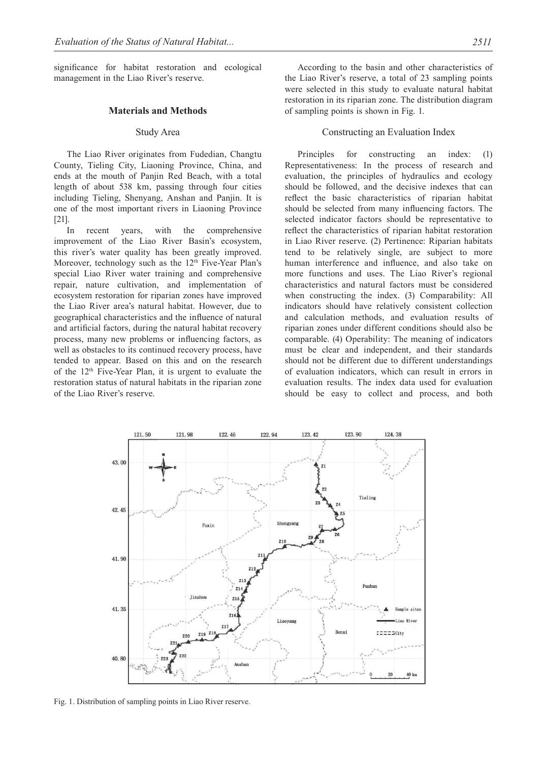significance for habitat restoration and ecological management in the Liao River's reserve.

## Materials and Methods

### Study Area

The Liao River originates from Fudedian, Changtu County, Tieling City, Liaoning Province, China, and ends at the mouth of Panjin Red Beach, with a total length of about 538 km, passing through four cities including Tieling, Shenyang, Anshan and Panjin. It is one of the most important rivers in Liaoning Province [21].

In recent years, with the comprehensive improvement of the Liao River Basin's ecosystem, this river's water quality has been greatly improved. Moreover, technology such as the 12th Five-Year Plan's special Liao River water training and comprehensive repair, nature cultivation, and implementation of ecosystem restoration for riparian zones have improved the Liao River area's natural habitat. However, due to geographical characteristics and the influence of natural and artificial factors, during the natural habitat recovery process, many new problems or influencing factors, as well as obstacles to its continued recovery process, have tended to appear. Based on this and on the research of the 12th Five-Year Plan, it is urgent to evaluate the restoration status of natural habitats in the riparian zone of the Liao River's reserve.

According to the basin and other characteristics of the Liao River's reserve, a total of 23 sampling points were selected in this study to evaluate natural habitat restoration in its riparian zone. The distribution diagram of sampling points is shown in Fig. 1.

### Constructing an Evaluation Index

Principles for constructing an index: (1) Representativeness: In the process of research and evaluation, the principles of hydraulics and ecology should be followed, and the decisive indexes that can reflect the basic characteristics of riparian habitat should be selected from many influencing factors. The selected indicator factors should be representative to reflect the characteristics of riparian habitat restoration in Liao River reserve. (2) Pertinence: Riparian habitats tend to be relatively single, are subject to more human interference and influence, and also take on more functions and uses. The Liao River's regional characteristics and natural factors must be considered when constructing the index. (3) Comparability: All indicators should have relatively consistent collection and calculation methods, and evaluation results of riparian zones under different conditions should also be comparable. (4) Operability: The meaning of indicators must be clear and independent, and their standards should not be different due to different understandings of evaluation indicators, which can result in errors in evaluation results. The index data used for evaluation should be easy to collect and process, and both

Fig. 1. Distribution of sampling points in Liao River reserve.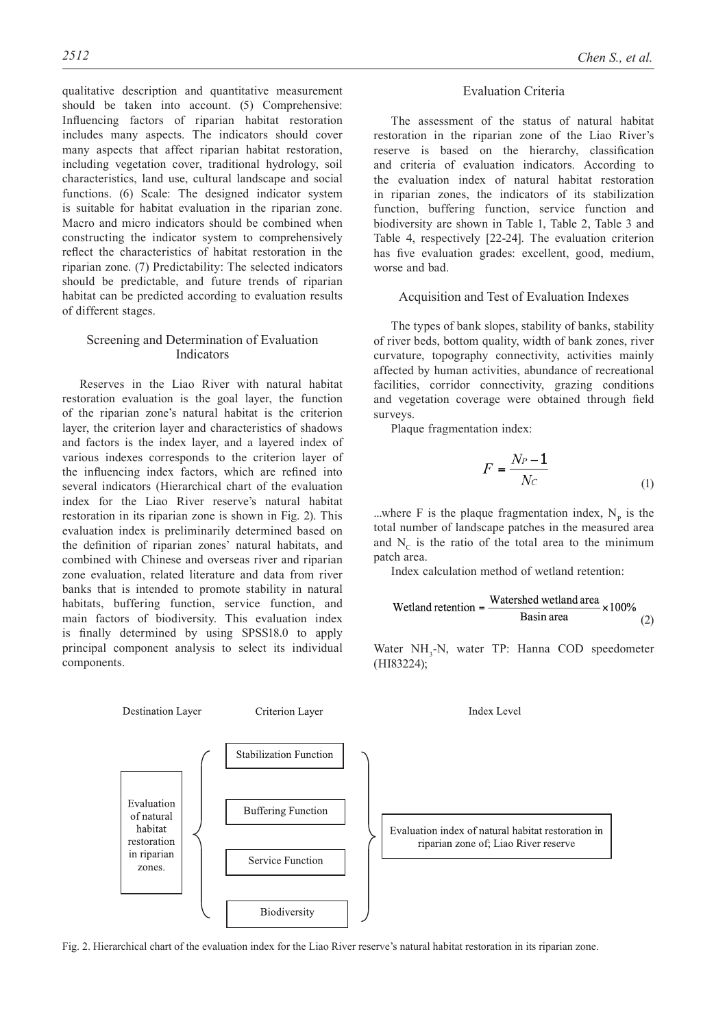qualitative description and quantitative measurement should be taken into account. (5) Comprehensive: Influencing factors of riparian habitat restoration includes many aspects. The indicators should cover many aspects that affect riparian habitat restoration, including vegetation cover, traditional hydrology, soil characteristics, land use, cultural landscape and social functions. (6) Scale: The designed indicator system is suitable for habitat evaluation in the riparian zone. Macro and micro indicators should be combined when constructing the indicator system to comprehensively reflect the characteristics of habitat restoration in the riparian zone. (7) Predictability: The selected indicators should be predictable, and future trends of riparian habitat can be predicted according to evaluation results of different stages.

## Screening and Determination of Evaluation Indicators

Reserves in the Liao River with natural habitat restoration evaluation is the goal layer, the function of the riparian zone's natural habitat is the criterion layer, the criterion layer and characteristics of shadows and factors is the index layer, and a layered index of various indexes corresponds to the criterion layer of the influencing index factors, which are refined into several indicators (Hierarchical chart of the evaluation index for the Liao River reserve's natural habitat restoration in its riparian zone is shown in Fig. 2). This evaluation index is preliminarily determined based on the definition of riparian zones' natural habitats, and combined with Chinese and overseas river and riparian zone evaluation, related literature and data from river banks that is intended to promote stability in natural habitats, buffering function, service function, and main factors of biodiversity. This evaluation index is finally determined by using SPSS18.0 to apply principal component analysis to select its individual components.

## Evaluation Criteria

The assessment of the status of natural habitat restoration in the riparian zone of the Liao River's reserve is based on the hierarchy, classification and criteria of evaluation indicators. According to the evaluation index of natural habitat restoration in riparian zones, the indicators of its stabilization function, buffering function, service function and biodiversity are shown in Table 1, Table 2, Table 3 and Table 4, respectively [22-24]. The evaluation criterion has five evaluation grades: excellent, good, medium, worse and bad.

## Acquisition and Test of Evaluation Indexes

The types of bank slopes, stability of banks, stability of river beds, bottom quality, width of bank zones, river curvature, topography connectivity, activities mainly affected by human activities, abundance of recreational facilities, corridor connectivity, grazing conditions and vegetation coverage were obtained through field surveys.

Plaque fragmentation index:

$$F = \frac{N_P - 1}{N_C} \tag{1}$$

...where F is the plaque fragmentation index, $N_P$ is the total number of landscape patches in the measured area and $N_C$ is the ratio of the total area to the minimum patch area.

Index calculation method of wetland retention:

$$\text{Wetland retention} = \frac{\text{Watershed wetland area}}{\text{Basin area}} \times 100\% \tag{2}$$

Water $NH_3$-N, water TP: Hanna COD speedometer (HI83224);

| Destination Layer | Criterion Layer | Index Level |
|---|---|---|
| Evaluation of natural habitat restoration in riparian zones. | Stabilization Function | Evaluation index of natural habitat restoration in riparian zone of; Liao River reserve |
| | Buffering Function | |
| | Service Function | |
| | Biodiversity | |

Fig. 2. Hierarchical chart of the evaluation index for the Liao River reserve's natural habitat restoration in its riparian zone.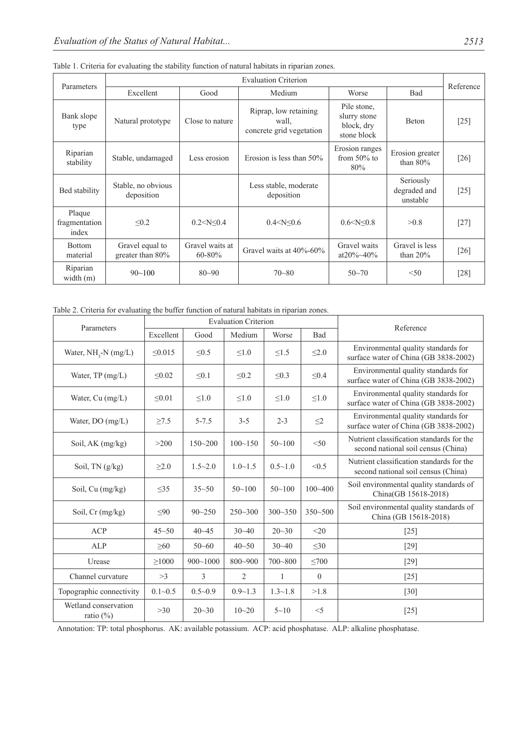Table 1. Criteria for evaluating the stability function of natural habitats in riparian zones.

| Parameters | Evaluation Criterion | | | | | Reference |
|---|---|---|---|---|---|---|
| | Excellent | Good | Medium | Worse | Bad | |
| Bank slope type | Natural prototype | Close to nature | Riprap, low retaining wall, concrete grid vegetation | Pile stone, slurry stone block, dry stone block | Beton | [25] |
| Riparian stability | Stable, undamaged | Less erosion | Erosion is less than 50% | Erosion ranges from 50% to 80% | Erosion greater than 80% | [26] |
| Bed stability | Stable, no obvious deposition | | Less stable, moderate deposition | | Seriously degraded and unstable | [25] |
| Plaque fragmentation index | ≤0.2 | 0.2<N≤0.4 | 0.4<N≤0.6 | 0.6<N≤0.8 | >0.8 | [27] |
| Bottom material | Gravel equal to greater than 80% | Gravel waits at 60-80% | Gravel waits at 40%-60% | Gravel waits at20%~40% | Gravel is less than 20% | [26] |
| Riparian width (m) | 90~100 | 80~90 | 70~80 | 50~70 | <50 | [28] |

Table 2. Criteria for evaluating the buffer function of natural habitats in riparian zones.

| Parameters | Evaluation Criterion | | | | | Reference |
|---|---|---|---|---|---|---|
| | Excellent | Good | Medium | Worse | Bad | |
| Water, $NH_3$-N (mg/L) | ≤0.015 | ≤0.5 | ≤1.0 | ≤1.5 | ≤2.0 | Environmental quality standards for surface water of China (GB 3838-2002) |
| Water, TP (mg/L) | ≤0.02 | ≤0.1 | ≤0.2 | ≤0.3 | ≤0.4 | Environmental quality standards for surface water of China (GB 3838-2002) |
| Water, Cu (mg/L) | ≤0.01 | ≤1.0 | ≤1.0 | ≤1.0 | ≤1.0 | Environmental quality standards for surface water of China (GB 3838-2002) |
| Water, DO (mg/L) | ≥7.5 | 5-7.5 | 3-5 | 2-3 | ≤2 | Environmental quality standards for surface water of China (GB 3838-2002) |
| Soil, AK (mg/kg) | >200 | 150~200 | 100~150 | 50~100 | <50 | Nutrient classification standards for the second national soil census (China) |
| Soil, TN (g/kg) | ≥2.0 | 1.5~2.0 | 1.0~1.5 | 0.5~1.0 | <0.5 | Nutrient classification standards for the second national soil census (China) |
| Soil, Cu (mg/kg) | ≤35 | 35~50 | 50~100 | 50~100 | 100~400 | Soil environmental quality standards of China(GB 15618-2018) |
| Soil, Cr (mg/kg) | ≤90 | 90~250 | 250~300 | 300~350 | 350~500 | Soil environmental quality standards of China (GB 15618-2018) |
| ACP | 45~50 | 40~45 | 30~40 | 20~30 | <20 | [25] |
| ALP | ≥60 | 50~60 | 40~50 | 30~40 | ≤30 | [29] |
| Urease | ≥1000 | 900~1000 | 800~900 | 700~800 | ≤700 | [29] |
| Channel curvature | >3 | 3 | 2 | 1 | 0 | [25] |
| Topographic connectivity | 0.1~0.5 | 0.5~0.9 | 0.9~1.3 | 1.3~1.8 | >1.8 | [30] |
| Wetland conservation ratio (%) | >30 | 20~30 | 10~20 | 5~10 | <5 | [25] |

Annotation: TP: total phosphorus. AK: available potassium. ACP: acid phosphatase. ALP: alkaline phosphatase.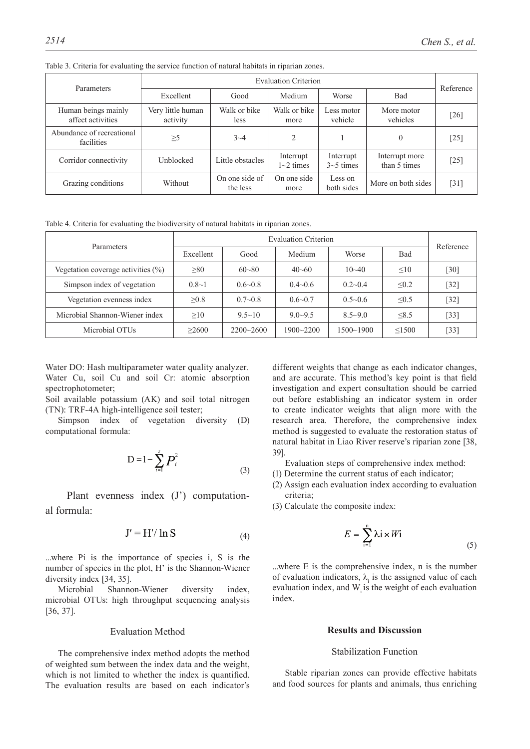Table 3. Criteria for evaluating the service function of natural habitats in riparian zones.

| Parameters | Evaluation Criterion | | | | | Reference |
|---|---|---|---|---|---|---|
| | Excellent | Good | Medium | Worse | Bad | |
| Human beings mainly affect activities | Very little human activity | Walk or bike less | Walk or bike more | Less motor vehicle | More motor vehicles | [26] |
| Abundance of recreational facilities | ≥5 | 3~4 | 2 | 1 | 0 | [25] |
| Corridor connectivity | Unblocked | Little obstacles | Interrupt 1~2 times | Interrupt 3~5 times | Interrupt more than 5 times | [25] |
| Grazing conditions | Without | On one side of the less | On one side more | Less on both sides | More on both sides | [31] |

Table 4. Criteria for evaluating the biodiversity of natural habitats in riparian zones.

| Parameters | Evaluation Criterion | | | | | Reference |
|---|---|---|---|---|---|---|
| | Excellent | Good | Medium | Worse | Bad | |
| Vegetation coverage activities (%) | ≥80 | 60~80 | 40~60 | 10~40 | ≤10 | [30] |
| Simpson index of vegetation | 0.8~1 | 0.6~0.8 | 0.4~0.6 | 0.2~0.4 | ≤0.2 | [32] |
| Vegetation evenness index | ≥0.8 | 0.7~0.8 | 0.6~0.7 | 0.5~0.6 | ≤0.5 | [32] |
| Microbial Shannon-Wiener index | ≥10 | 9.5~10 | 9.0~9.5 | 8.5~9.0 | ≤8.5 | [33] |
| Microbial OTUs | ≥2600 | 2200~2600 | 1900~2200 | 1500~1900 | ≤1500 | [33] |

Water DO: Hash multiparameter water quality analyzer. Water Cu, soil Cu and soil Cr: atomic absorption spectrophotometer;

Soil available potassium (AK) and soil total nitrogen (TN): TRF-4A high-intelligence soil tester;

Simpson index of vegetation diversity (D) computational formula:

$$D = 1 - \sum_{i=1}^{s} P_i^2 \tag{3}$$

Plant evenness index (J') computational formula:

$$J' = H'/\ln S \tag{4}$$

...where Pi is the importance of species i, S is the number of species in the plot, H' is the Shannon-Wiener diversity index [34, 35].

Microbial Shannon-Wiener diversity index, microbial OTUs: high throughput sequencing analysis [36, 37].

### Evaluation Method

The comprehensive index method adopts the method of weighted sum between the index data and the weight, which is not limited to whether the index is quantified. The evaluation results are based on each indicator's different weights that change as each indicator changes, and are accurate. This method's key point is that field investigation and expert consultation should be carried out before establishing an indicator system in order to create indicator weights that align more with the research area. Therefore, the comprehensive index method is suggested to evaluate the restoration status of natural habitat in Liao River reserve's riparian zone [38, 39].

Evaluation steps of comprehensive index method:

(1) Determine the current status of each indicator;

(2) Assign each evaluation index according to evaluation criteria;

(3) Calculate the composite index:

$$E = \sum_{i=1}^{n} \lambda i \times Wi \tag{5}$$

...where E is the comprehensive index, n is the number of evaluation indicators, $\lambda_i$ is the assigned value of each evaluation index, and $W_i$ is the weight of each evaluation index.

## Results and Discussion

### Stabilization Function

Stable riparian zones can provide effective habitats and food sources for plants and animals, thus enriching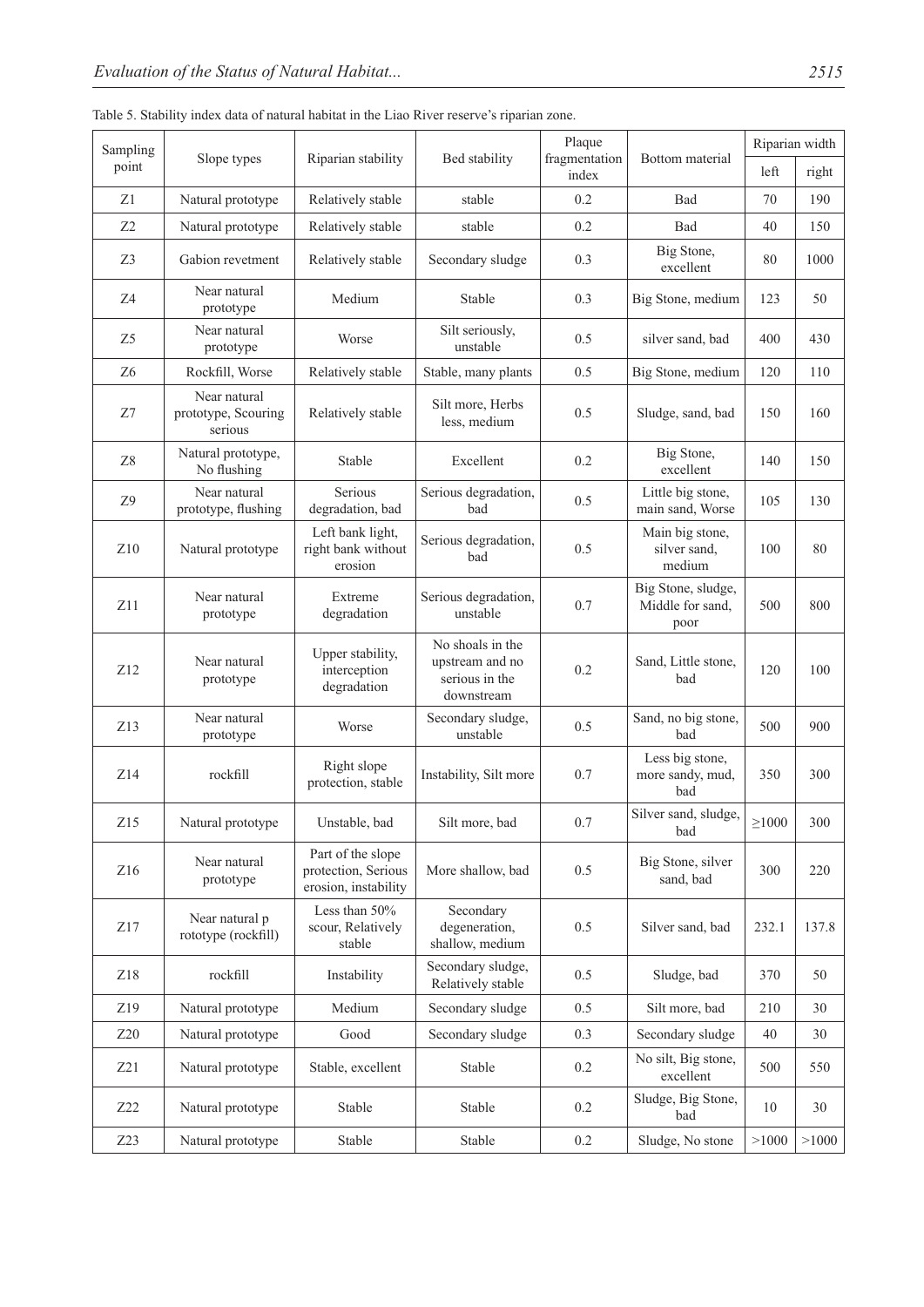Table 5. Stability index data of natural habitat in the Liao River reserve's riparian zone.

| Sampling point | Slope types | Riparian stability | Bed stability | Plaque fragmentation index | Bottom material | Riparian width | |
|---|---|---|---|---|---|---|---|
| | | | | | | left | right |
| Z1 | Natural prototype | Relatively stable | stable | 0.2 | Bad | 70 | 190 |
| Z2 | Natural prototype | Relatively stable | stable | 0.2 | Bad | 40 | 150 |
| Z3 | Gabion revetment | Relatively stable | Secondary sludge | 0.3 | Big Stone, excellent | 80 | 1000 |
| Z4 | Near natural prototype | Medium | Stable | 0.3 | Big Stone, medium | 123 | 50 |
| Z5 | Near natural prototype | Worse | Silt seriously, unstable | 0.5 | silver sand, bad | 400 | 430 |
| Z6 | Rockfill, Worse | Relatively stable | Stable, many plants | 0.5 | Big Stone, medium | 120 | 110 |
| Z7 | Near natural prototype, Scouring serious | Relatively stable | Silt more, Herbs less, medium | 0.5 | Sludge, sand, bad | 150 | 160 |
| Z8 | Natural prototype, No flushing | Stable | Excellent | 0.2 | Big Stone, excellent | 140 | 150 |
| Z9 | Near natural prototype, flushing | Serious degradation, bad | Serious degradation, bad | 0.5 | Little big stone, main sand, Worse | 105 | 130 |
| Z10 | Natural prototype | Left bank light, right bank without erosion | Serious degradation, bad | 0.5 | Main big stone, silver sand, medium | 100 | 80 |
| Z11 | Near natural prototype | Extreme degradation | Serious degradation, unstable | 0.7 | Big Stone, sludge, Middle for sand, poor | 500 | 800 |
| Z12 | Near natural prototype | Upper stability, interception degradation | No shoals in the upstream and no serious in the downstream | 0.2 | Sand, Little stone, bad | 120 | 100 |
| Z13 | Near natural prototype | Worse | Secondary sludge, unstable | 0.5 | Sand, no big stone, bad | 500 | 900 |
| Z14 | rockfill | Right slope protection, stable | Instability, Silt more | 0.7 | Less big stone, more sandy, mud, bad | 350 | 300 |
| Z15 | Natural prototype | Unstable, bad | Silt more, bad | 0.7 | Silver sand, sludge, bad | ≥1000 | 300 |
| Z16 | Near natural prototype | Part of the slope protection, Serious erosion, instability | More shallow, bad | 0.5 | Big Stone, silver sand, bad | 300 | 220 |
| Z17 | Near natural p rototype (rockfill) | Less than 50% scour, Relatively stable | Secondary degeneration, shallow, medium | 0.5 | Silver sand, bad | 232.1 | 137.8 |
| Z18 | rockfill | Instability | Secondary sludge, Relatively stable | 0.5 | Sludge, bad | 370 | 50 |
| Z19 | Natural prototype | Medium | Secondary sludge | 0.5 | Silt more, bad | 210 | 30 |
| Z20 | Natural prototype | Good | Secondary sludge | 0.3 | Secondary sludge | 40 | 30 |
| Z21 | Natural prototype | Stable, excellent | Stable | 0.2 | No silt, Big stone, excellent | 500 | 550 |
| Z22 | Natural prototype | Stable | Stable | 0.2 | Sludge, Big Stone, bad | 10 | 30 |
| Z23 | Natural prototype | Stable | Stable | 0.2 | Sludge, No stone | >1000 | >1000 |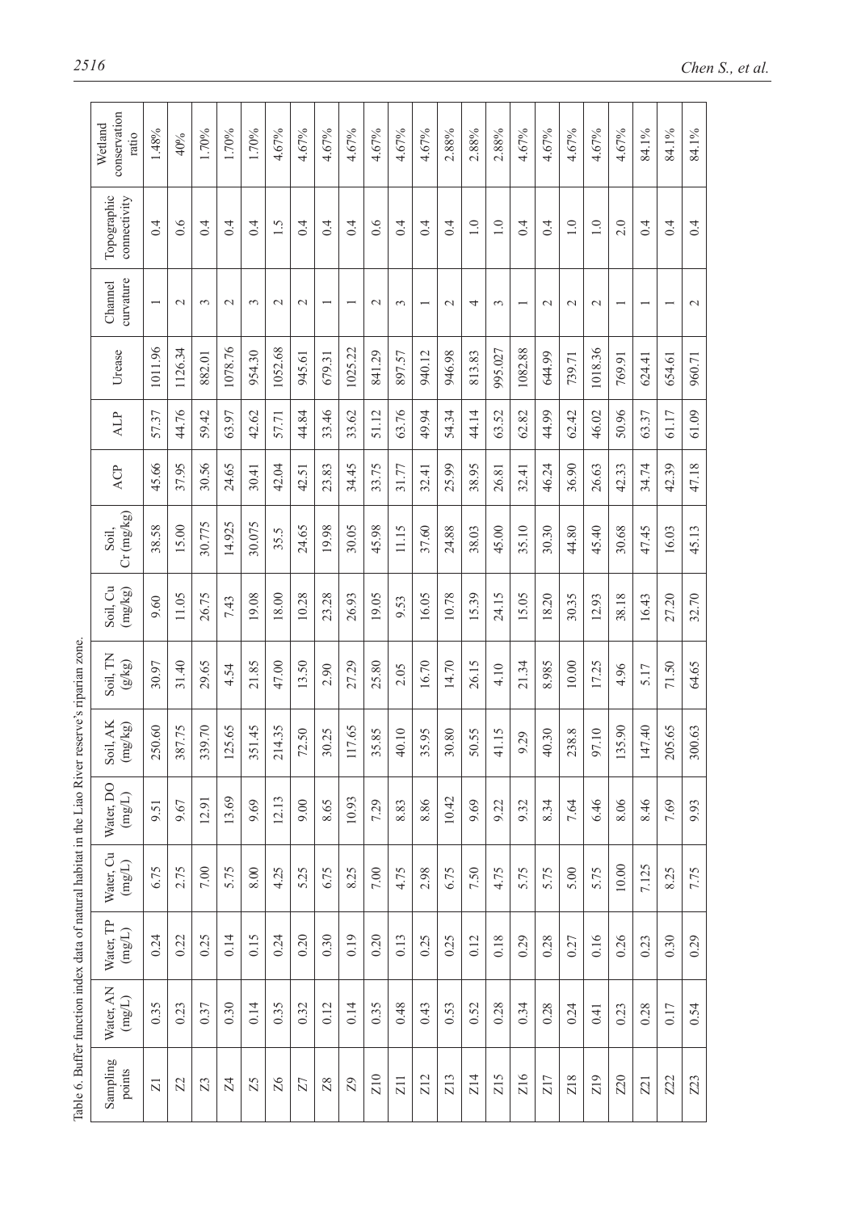Table 6. Buffer function index data of natural habitat in the Liao River reserve's riparian zone.

| Sampling points | Water, AN (mg/L) | Water, TP (mg/L) | Water, Cu (mg/L) | Water, DO (mg/L) | Soil, AK (mg/kg) | Soil, TN (g/kg) | Soil, Cu (mg/kg) | Soil, Cr (mg/kg) | ACP | ALP | Urease | Channel curvature | Topographic connectivity | Wetland conservation ratio |
|---|---|---|---|---|---|---|---|---|---|---|---|---|---|---|
| Z1 | 0.35 | 0.24 | 6.75 | 9.51 | 250.60 | 30.97 | 9.60 | 38.58 | 45.66 | 57.37 | 1011.96 | 1 | 0.4 | 1.48% |
| Z2 | 0.23 | 0.22 | 2.75 | 9.67 | 387.75 | 31.40 | 11.05 | 15.00 | 37.95 | 44.76 | 1126.34 | 2 | 0.6 | 40% |
| Z3 | 0.37 | 0.25 | 7.00 | 12.91 | 339.70 | 29.65 | 26.75 | 30.775 | 30.56 | 59.42 | 882.01 | 3 | 0.4 | 1.70% |
| Z4 | 0.30 | 0.14 | 5.75 | 13.69 | 125.65 | 4.54 | 7.43 | 14.925 | 24.65 | 63.97 | 1078.76 | 2 | 0.4 | 1.70% |
| Z5 | 0.14 | 0.15 | 8.00 | 9.69 | 351.45 | 21.85 | 19.08 | 30.075 | 30.41 | 42.62 | 954.30 | 3 | 0.4 | 1.70% |
| Z6 | 0.35 | 0.24 | 4.25 | 12.13 | 214.35 | 47.00 | 18.00 | 35.5 | 42.04 | 57.71 | 1052.68 | 2 | 1.5 | 4.67% |
| Z7 | 0.32 | 0.20 | 5.25 | 9.00 | 72.50 | 13.50 | 10.28 | 24.65 | 42.51 | 44.84 | 945.61 | 2 | 0.4 | 4.67% |
| Z8 | 0.12 | 0.30 | 6.75 | 8.65 | 30.25 | 2.90 | 23.28 | 19.98 | 23.83 | 33.46 | 679.31 | 1 | 0.4 | 4.67% |
| Z9 | 0.14 | 0.19 | 8.25 | 10.93 | 117.65 | 27.29 | 26.93 | 30.05 | 34.45 | 33.62 | 1025.22 | 1 | 0.4 | 4.67% |
| Z10 | 0.35 | 0.20 | 7.00 | 7.29 | 35.85 | 25.80 | 19.05 | 45.98 | 33.75 | 51.12 | 841.29 | 2 | 0.6 | 4.67% |
| Z11 | 0.48 | 0.13 | 4.75 | 8.83 | 40.10 | 2.05 | 9.53 | 11.15 | 31.77 | 63.76 | 897.57 | 3 | 0.4 | 4.67% |
| Z12 | 0.43 | 0.25 | 2.98 | 8.86 | 35.95 | 16.70 | 16.05 | 37.60 | 32.41 | 49.94 | 940.12 | 1 | 0.4 | 4.67% |
| Z13 | 0.53 | 0.25 | 6.75 | 10.42 | 30.80 | 14.70 | 10.78 | 24.88 | 25.99 | 54.34 | 946.98 | 2 | 0.4 | 2.88% |
| Z14 | 0.52 | 0.12 | 7.50 | 9.69 | 50.55 | 26.15 | 15.39 | 38.03 | 38.95 | 44.14 | 813.83 | 4 | 1.0 | 2.88% |
| Z15 | 0.28 | 0.18 | 4.75 | 9.22 | 41.15 | 4.10 | 24.15 | 45.00 | 26.81 | 63.52 | 995.027 | 3 | 1.0 | 2.88% |
| Z16 | 0.34 | 0.29 | 5.75 | 9.32 | 9.29 | 21.34 | 15.05 | 35.10 | 32.41 | 62.82 | 1082.88 | 1 | 0.4 | 4.67% |
| Z17 | 0.28 | 0.28 | 5.75 | 8.34 | 40.30 | 8.985 | 18.20 | 30.30 | 46.24 | 44.99 | 644.99 | 2 | 0.4 | 4.67% |
| Z18 | 0.24 | 0.27 | 5.00 | 7.64 | 238.8 | 10.00 | 30.35 | 44.80 | 36.90 | 62.42 | 739.71 | 2 | 1.0 | 4.67% |
| Z19 | 0.41 | 0.16 | 5.75 | 6.46 | 97.10 | 17.25 | 12.93 | 45.40 | 26.63 | 46.02 | 1018.36 | 2 | 1.0 | 4.67% |
| Z20 | 0.23 | 0.26 | 10.00 | 8.06 | 135.90 | 4.96 | 38.18 | 30.68 | 42.33 | 50.96 | 769.91 | 1 | 2.0 | 4.67% |
| Z21 | 0.28 | 0.23 | 7.125 | 8.46 | 147.40 | 5.17 | 16.43 | 47.45 | 34.74 | 63.37 | 624.41 | 1 | 0.4 | 84.1% |
| Z22 | 0.17 | 0.30 | 8.25 | 7.69 | 205.65 | 71.50 | 27.20 | 16.03 | 42.39 | 61.17 | 654.61 | 1 | 0.4 | 84.1% |
| Z23 | 0.54 | 0.29 | 7.75 | 9.93 | 300.63 | 64.65 | 32.70 | 45.13 | 47.18 | 61.09 | 960.71 | 2 | 0.4 | 84.1% |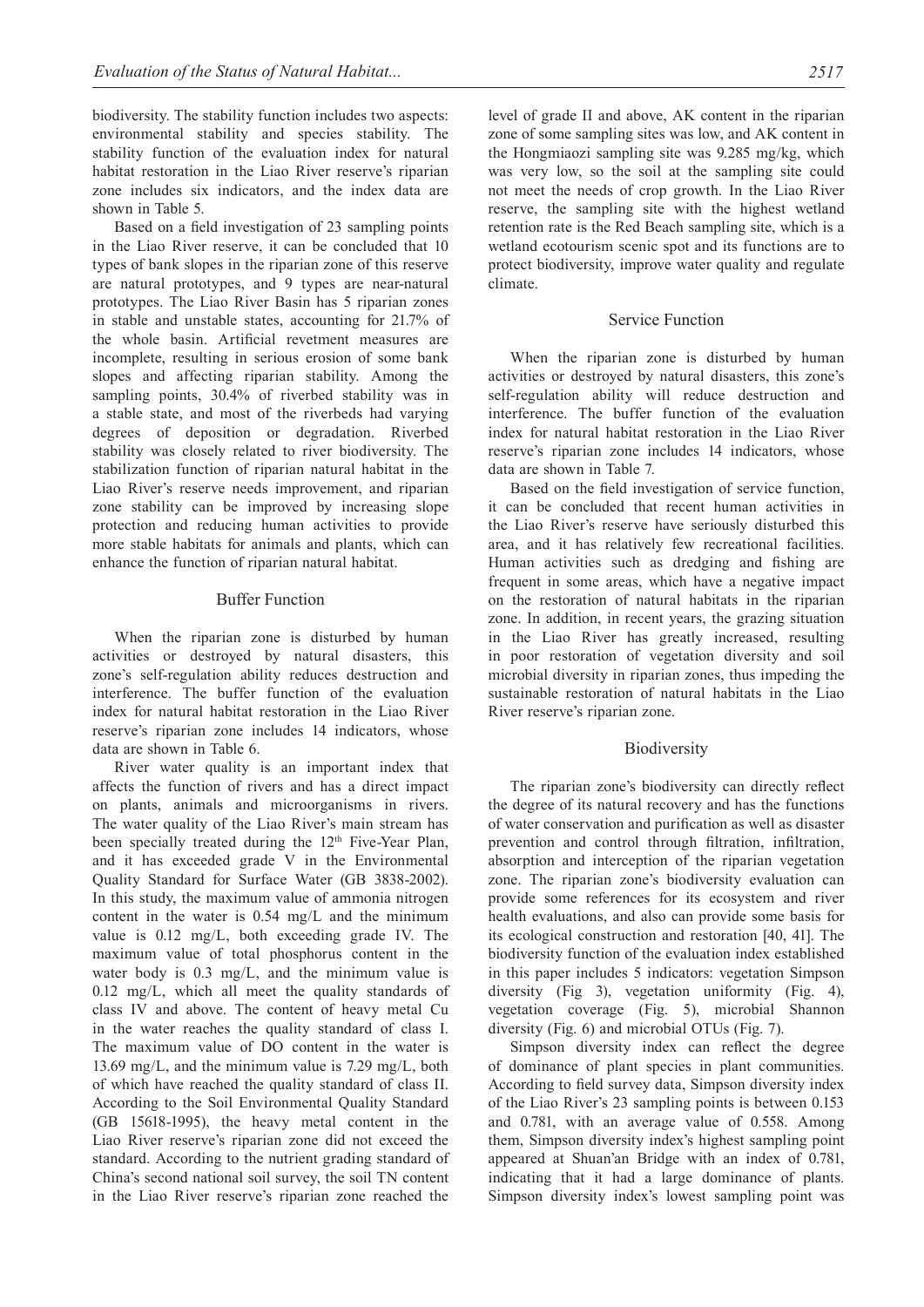biodiversity. The stability function includes two aspects: environmental stability and species stability. The stability function of the evaluation index for natural habitat restoration in the Liao River reserve's riparian zone includes six indicators, and the index data are shown in Table 5.

Based on a field investigation of 23 sampling points in the Liao River reserve, it can be concluded that 10 types of bank slopes in the riparian zone of this reserve are natural prototypes, and 9 types are near-natural prototypes. The Liao River Basin has 5 riparian zones in stable and unstable states, accounting for 21.7% of the whole basin. Artificial revetment measures are incomplete, resulting in serious erosion of some bank slopes and affecting riparian stability. Among the sampling points, 30.4% of riverbed stability was in a stable state, and most of the riverbeds had varying degrees of deposition or degradation. Riverbed stability was closely related to river biodiversity. The stabilization function of riparian natural habitat in the Liao River's reserve needs improvement, and riparian zone stability can be improved by increasing slope protection and reducing human activities to provide more stable habitats for animals and plants, which can enhance the function of riparian natural habitat.

## Buffer Function

When the riparian zone is disturbed by human activities or destroyed by natural disasters, this zone's self-regulation ability reduces destruction and interference. The buffer function of the evaluation index for natural habitat restoration in the Liao River reserve's riparian zone includes 14 indicators, whose data are shown in Table 6.

River water quality is an important index that affects the function of rivers and has a direct impact on plants, animals and microorganisms in rivers. The water quality of the Liao River's main stream has been specially treated during the 12th Five-Year Plan, and it has exceeded grade V in the Environmental Quality Standard for Surface Water (GB 3838-2002). In this study, the maximum value of ammonia nitrogen content in the water is 0.54 mg/L and the minimum value is 0.12 mg/L, both exceeding grade IV. The maximum value of total phosphorus content in the water body is 0.3 mg/L, and the minimum value is 0.12 mg/L, which all meet the quality standards of class IV and above. The content of heavy metal Cu in the water reaches the quality standard of class I. The maximum value of DO content in the water is 13.69 mg/L, and the minimum value is 7.29 mg/L, both of which have reached the quality standard of class II. According to the Soil Environmental Quality Standard (GB 15618-1995), the heavy metal content in the Liao River reserve's riparian zone did not exceed the standard. According to the nutrient grading standard of China's second national soil survey, the soil TN content in the Liao River reserve's riparian zone reached the level of grade II and above, AK content in the riparian zone of some sampling sites was low, and AK content in the Hongmiaozi sampling site was 9.285 mg/kg, which was very low, so the soil at the sampling site could not meet the needs of crop growth. In the Liao River reserve, the sampling site with the highest wetland retention rate is the Red Beach sampling site, which is a wetland ecotourism scenic spot and its functions are to protect biodiversity, improve water quality and regulate climate.

## Service Function

When the riparian zone is disturbed by human activities or destroyed by natural disasters, this zone's self-regulation ability will reduce destruction and interference. The buffer function of the evaluation index for natural habitat restoration in the Liao River reserve's riparian zone includes 14 indicators, whose data are shown in Table 7.

Based on the field investigation of service function, it can be concluded that recent human activities in the Liao River's reserve have seriously disturbed this area, and it has relatively few recreational facilities. Human activities such as dredging and fishing are frequent in some areas, which have a negative impact on the restoration of natural habitats in the riparian zone. In addition, in recent years, the grazing situation in the Liao River has greatly increased, resulting in poor restoration of vegetation diversity and soil microbial diversity in riparian zones, thus impeding the sustainable restoration of natural habitats in the Liao River reserve's riparian zone.

## Biodiversity

The riparian zone's biodiversity can directly reflect the degree of its natural recovery and has the functions of water conservation and purification as well as disaster prevention and control through filtration, infiltration, absorption and interception of the riparian vegetation zone. The riparian zone's biodiversity evaluation can provide some references for its ecosystem and river health evaluations, and also can provide some basis for its ecological construction and restoration [40, 41]. The biodiversity function of the evaluation index established in this paper includes 5 indicators: vegetation Simpson diversity (Fig 3), vegetation uniformity (Fig. 4), vegetation coverage (Fig. 5), microbial Shannon diversity (Fig. 6) and microbial OTUs (Fig. 7).

Simpson diversity index can reflect the degree of dominance of plant species in plant communities. According to field survey data, Simpson diversity index of the Liao River's 23 sampling points is between 0.153 and 0.781, with an average value of 0.558. Among them, Simpson diversity index's highest sampling point appeared at Shuan'an Bridge with an index of 0.781, indicating that it had a large dominance of plants. Simpson diversity index's lowest sampling point was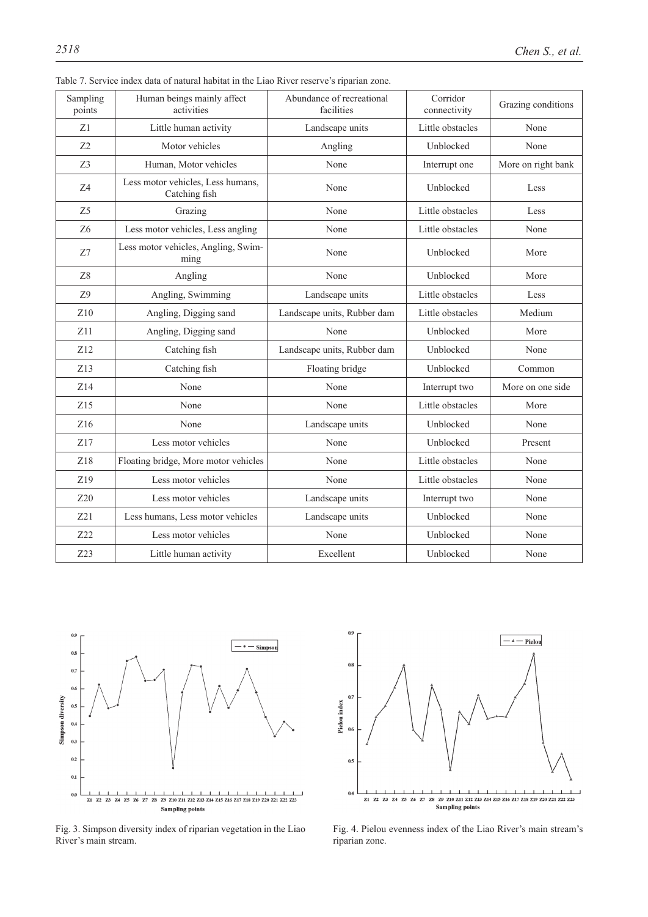Table 7. Service index data of natural habitat in the Liao River reserve's riparian zone.

| Sampling points | Human beings mainly affect activities | Abundance of recreational facilities | Corridor connectivity | Grazing conditions |
|---|---|---|---|---|
| Z1 | Little human activity | Landscape units | Little obstacles | None |
| Z2 | Motor vehicles | Angling | Unblocked | None |
| Z3 | Human, Motor vehicles | None | Interrupt one | More on right bank |
| Z4 | Less motor vehicles, Less humans, Catching fish | None | Unblocked | Less |
| Z5 | Grazing | None | Little obstacles | Less |
| Z6 | Less motor vehicles, Less angling | None | Little obstacles | None |
| Z7 | Less motor vehicles, Angling, Swimming | None | Unblocked | More |
| Z8 | Angling | None | Unblocked | More |
| Z9 | Angling, Swimming | Landscape units | Little obstacles | Less |
| Z10 | Angling, Digging sand | Landscape units, Rubber dam | Little obstacles | Medium |
| Z11 | Angling, Digging sand | None | Unblocked | More |
| Z12 | Catching fish | Landscape units, Rubber dam | Unblocked | None |
| Z13 | Catching fish | Floating bridge | Unblocked | Common |
| Z14 | None | None | Interrupt two | More on one side |
| Z15 | None | None | Little obstacles | More |
| Z16 | None | Landscape units | Unblocked | None |
| Z17 | Less motor vehicles | None | Unblocked | Present |
| Z18 | Floating bridge, More motor vehicles | None | Little obstacles | None |
| Z19 | Less motor vehicles | None | Little obstacles | None |
| Z20 | Less motor vehicles | Landscape units | Interrupt two | None |
| Z21 | Less humans, Less motor vehicles | Landscape units | Unblocked | None |
| Z22 | Less motor vehicles | None | Unblocked | None |
| Z23 | Little human activity | Excellent | Unblocked | None |

Fig. 3. Simpson diversity index of riparian vegetation in the Liao River's main stream.

Fig. 4. Pielou evenness index of the Liao River's main stream's riparian zone.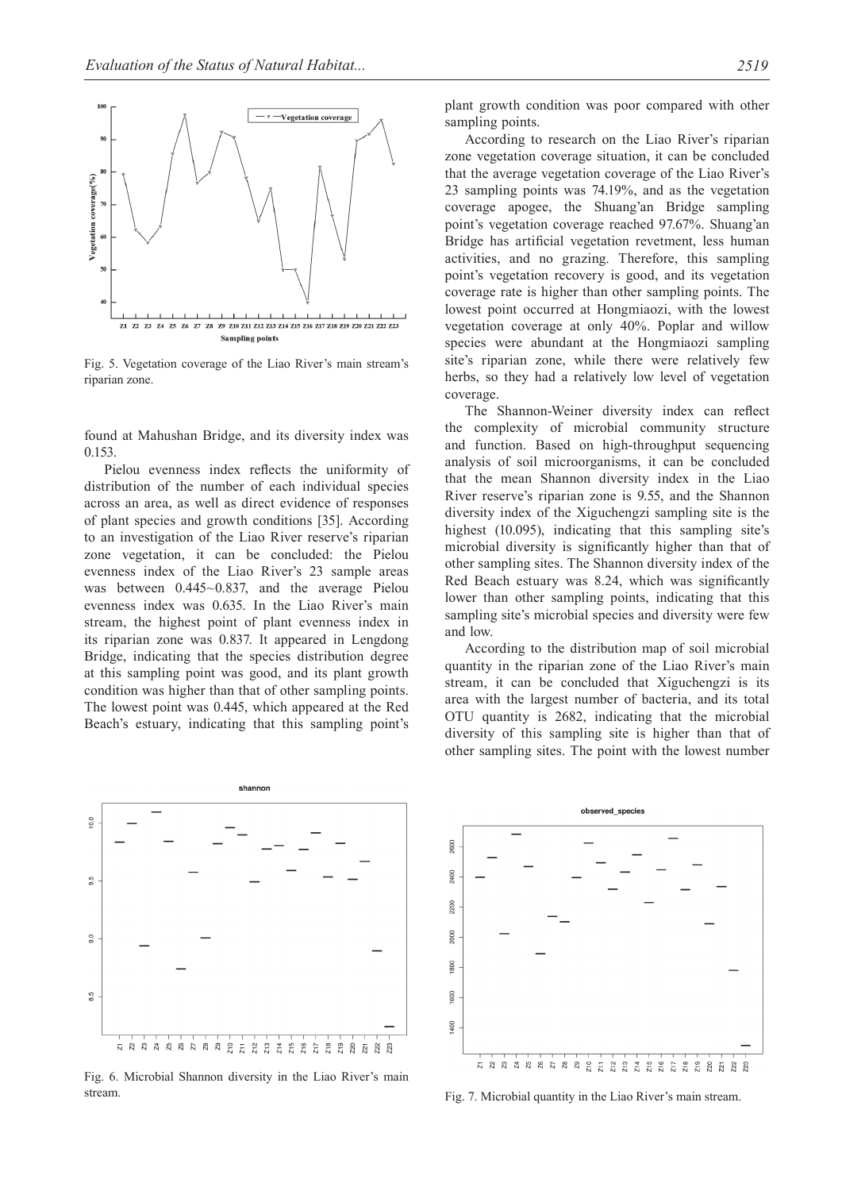Fig. 5. Vegetation coverage of the Liao River's main stream's riparian zone.

found at Mahushan Bridge, and its diversity index was 0.153.

Pielou evenness index reflects the uniformity of distribution of the number of each individual species across an area, as well as direct evidence of responses of plant species and growth conditions [35]. According to an investigation of the Liao River reserve's riparian zone vegetation, it can be concluded: the Pielou evenness index of the Liao River's 23 sample areas was between 0.445~0.837, and the average Pielou evenness index was 0.635. In the Liao River's main stream, the highest point of plant evenness index in its riparian zone was 0.837. It appeared in Lengdong Bridge, indicating that the species distribution degree at this sampling point was good, and its plant growth condition was higher than that of other sampling points. The lowest point was 0.445, which appeared at the Red Beach's estuary, indicating that this sampling point's plant growth condition was poor compared with other sampling points.

According to research on the Liao River's riparian zone vegetation coverage situation, it can be concluded that the average vegetation coverage of the Liao River's 23 sampling points was 74.19%, and as the vegetation coverage apogee, the Shuang'an Bridge sampling point's vegetation coverage reached 97.67%. Shuang'an Bridge has artificial vegetation revetment, less human activities, and no grazing. Therefore, this sampling point's vegetation recovery is good, and its vegetation coverage rate is higher than other sampling points. The lowest point occurred at Hongmiaozi, with the lowest vegetation coverage at only 40%. Poplar and willow species were abundant at the Hongmiaozi sampling site's riparian zone, while there were relatively few herbs, so they had a relatively low level of vegetation coverage.

The Shannon-Weiner diversity index can reflect the complexity of microbial community structure and function. Based on high-throughput sequencing analysis of soil microorganisms, it can be concluded that the mean Shannon diversity index in the Liao River reserve's riparian zone is 9.55, and the Shannon diversity index of the Xiguchengzi sampling site is the highest (10.095), indicating that this sampling site's microbial diversity is significantly higher than that of other sampling sites. The Shannon diversity index of the Red Beach estuary was 8.24, which was significantly lower than other sampling points, indicating that this sampling site's microbial species and diversity were few and low.

According to the distribution map of soil microbial quantity in the riparian zone of the Liao River's main stream, it can be concluded that Xiguchengzi is its area with the largest number of bacteria, and its total OTU quantity is 2682, indicating that the microbial diversity of this sampling site is higher than that of other sampling sites. The point with the lowest number

Fig. 6. Microbial Shannon diversity in the Liao River's main stream.

Fig. 7. Microbial quantity in the Liao River's main stream.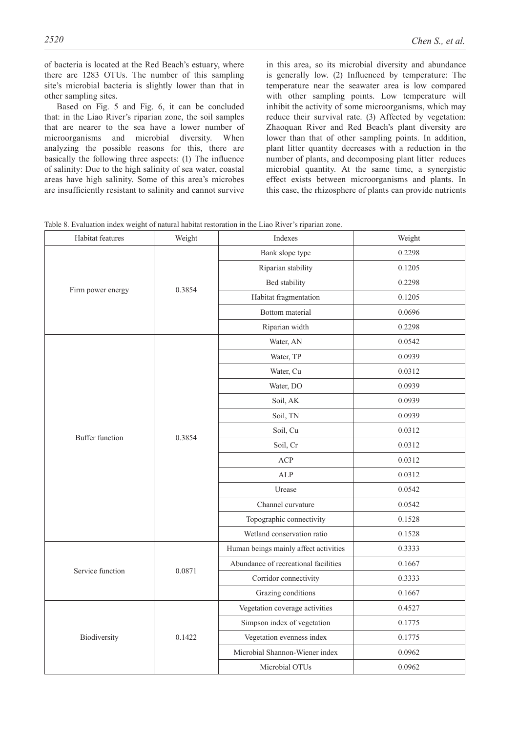of bacteria is located at the Red Beach's estuary, where there are 1283 OTUs. The number of this sampling site's microbial bacteria is slightly lower than that in other sampling sites.

Based on Fig. 5 and Fig. 6, it can be concluded that: in the Liao River's riparian zone, the soil samples that are nearer to the sea have a lower number of microorganisms and microbial diversity. When analyzing the possible reasons for this, there are basically the following three aspects: (1) The influence of salinity: Due to the high salinity of sea water, coastal areas have high salinity. Some of this area's microbes are insufficiently resistant to salinity and cannot survive in this area, so its microbial diversity and abundance is generally low. (2) Influenced by temperature: The temperature near the seawater area is low compared with other sampling points. Low temperature will inhibit the activity of some microorganisms, which may reduce their survival rate. (3) Affected by vegetation: Zhaoquan River and Red Beach's plant diversity are lower than that of other sampling points. In addition, plant litter quantity decreases with a reduction in the number of plants, and decomposing plant litter reduces microbial quantity. At the same time, a synergistic effect exists between microorganisms and plants. In this case, the rhizosphere of plants can provide nutrients

Table 8. Evaluation index weight of natural habitat restoration in the Liao River's riparian zone.

| Habitat features | Weight | Indexes | Weight |
|---|---|---|---|
| Firm power energy | 0.3854 | Bank slope type | 0.2298 |
| | | Riparian stability | 0.1205 |
| | | Bed stability | 0.2298 |
| | | Habitat fragmentation | 0.1205 |
| | | Bottom material | 0.0696 |
| | | Riparian width | 0.2298 |
| Buffer function | 0.3854 | Water, AN | 0.0542 |
| | | Water, TP | 0.0939 |
| | | Water, Cu | 0.0312 |
| | | Water, DO | 0.0939 |
| | | Soil, AK | 0.0939 |
| | | Soil, TN | 0.0939 |
| | | Soil, Cu | 0.0312 |
| | | Soil, Cr | 0.0312 |
| | | ACP | 0.0312 |
| | | ALP | 0.0312 |
| | | Urease | 0.0542 |
| | | Channel curvature | 0.0542 |
| | | Topographic connectivity | 0.1528 |
| | | Wetland conservation ratio | 0.1528 |
| Service function | 0.0871 | Human beings mainly affect activities | 0.3333 |
| | | Abundance of recreational facilities | 0.1667 |
| | | Corridor connectivity | 0.3333 |
| | | Grazing conditions | 0.1667 |
| Biodiversity | 0.1422 | Vegetation coverage activities | 0.4527 |
| | | Simpson index of vegetation | 0.1775 |
| | | Vegetation evenness index | 0.1775 |
| | | Microbial Shannon-Wiener index | 0.0962 |
| | | Microbial OTUs | 0.0962 |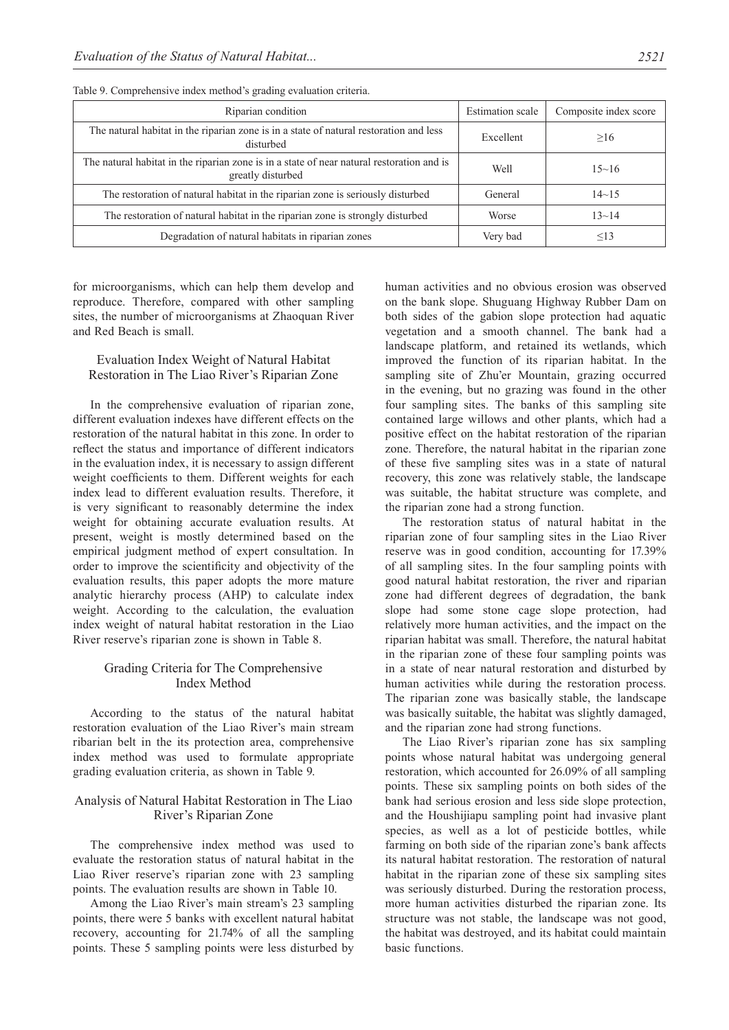Table 9. Comprehensive index method's grading evaluation criteria.

| Riparian condition | Estimation scale | Composite index score |
|---|---|---|
| The natural habitat in the riparian zone is in a state of natural restoration and less disturbed | Excellent | ≥16 |
| The natural habitat in the riparian zone is in a state of near natural restoration and is greatly disturbed | Well | 15~16 |
| The restoration of natural habitat in the riparian zone is seriously disturbed | General | 14~15 |
| The restoration of natural habitat in the riparian zone is strongly disturbed | Worse | 13~14 |
| Degradation of natural habitats in riparian zones | Very bad | ≤13 |

for microorganisms, which can help them develop and reproduce. Therefore, compared with other sampling sites, the number of microorganisms at Zhaoquan River and Red Beach is small.

## Evaluation Index Weight of Natural Habitat Restoration in The Liao River's Riparian Zone

In the comprehensive evaluation of riparian zone, different evaluation indexes have different effects on the restoration of the natural habitat in this zone. In order to reflect the status and importance of different indicators in the evaluation index, it is necessary to assign different weight coefficients to them. Different weights for each index lead to different evaluation results. Therefore, it is very significant to reasonably determine the index weight for obtaining accurate evaluation results. At present, weight is mostly determined based on the empirical judgment method of expert consultation. In order to improve the scientificity and objectivity of the evaluation results, this paper adopts the more mature analytic hierarchy process (AHP) to calculate index weight. According to the calculation, the evaluation index weight of natural habitat restoration in the Liao River reserve's riparian zone is shown in Table 8.

## Grading Criteria for The Comprehensive Index Method

According to the status of the natural habitat restoration evaluation of the Liao River's main stream ribarian belt in the its protection area, comprehensive index method was used to formulate appropriate grading evaluation criteria, as shown in Table 9.

## Analysis of Natural Habitat Restoration in The Liao River's Riparian Zone

The comprehensive index method was used to evaluate the restoration status of natural habitat in the Liao River reserve's riparian zone with 23 sampling points. The evaluation results are shown in Table 10.

Among the Liao River's main stream's 23 sampling points, there were 5 banks with excellent natural habitat recovery, accounting for 21.74% of all the sampling points. These 5 sampling points were less disturbed by human activities and no obvious erosion was observed on the bank slope. Shuguang Highway Rubber Dam on both sides of the gabion slope protection had aquatic vegetation and a smooth channel. The bank had a landscape platform, and retained its wetlands, which improved the function of its riparian habitat. In the sampling site of Zhu'er Mountain, grazing occurred in the evening, but no grazing was found in the other four sampling sites. The banks of this sampling site contained large willows and other plants, which had a positive effect on the habitat restoration of the riparian zone. Therefore, the natural habitat in the riparian zone of these five sampling sites was in a state of natural recovery, this zone was relatively stable, the landscape was suitable, the habitat structure was complete, and the riparian zone had a strong function.

The restoration status of natural habitat in the riparian zone of four sampling sites in the Liao River reserve was in good condition, accounting for 17.39% of all sampling sites. In the four sampling points with good natural habitat restoration, the river and riparian zone had different degrees of degradation, the bank slope had some stone cage slope protection, had relatively more human activities, and the impact on the riparian habitat was small. Therefore, the natural habitat in the riparian zone of these four sampling points was in a state of near natural restoration and disturbed by human activities while during the restoration process. The riparian zone was basically stable, the landscape was basically suitable, the habitat was slightly damaged, and the riparian zone had strong functions.

The Liao River's riparian zone has six sampling points whose natural habitat was undergoing general restoration, which accounted for 26.09% of all sampling points. These six sampling points on both sides of the bank had serious erosion and less side slope protection, and the Houshijiapu sampling point had invasive plant species, as well as a lot of pesticide bottles, while farming on both side of the riparian zone's bank affects its natural habitat restoration. The restoration of natural habitat in the riparian zone of these six sampling sites was seriously disturbed. During the restoration process, more human activities disturbed the riparian zone. Its structure was not stable, the landscape was not good, the habitat was destroyed, and its habitat could maintain basic functions.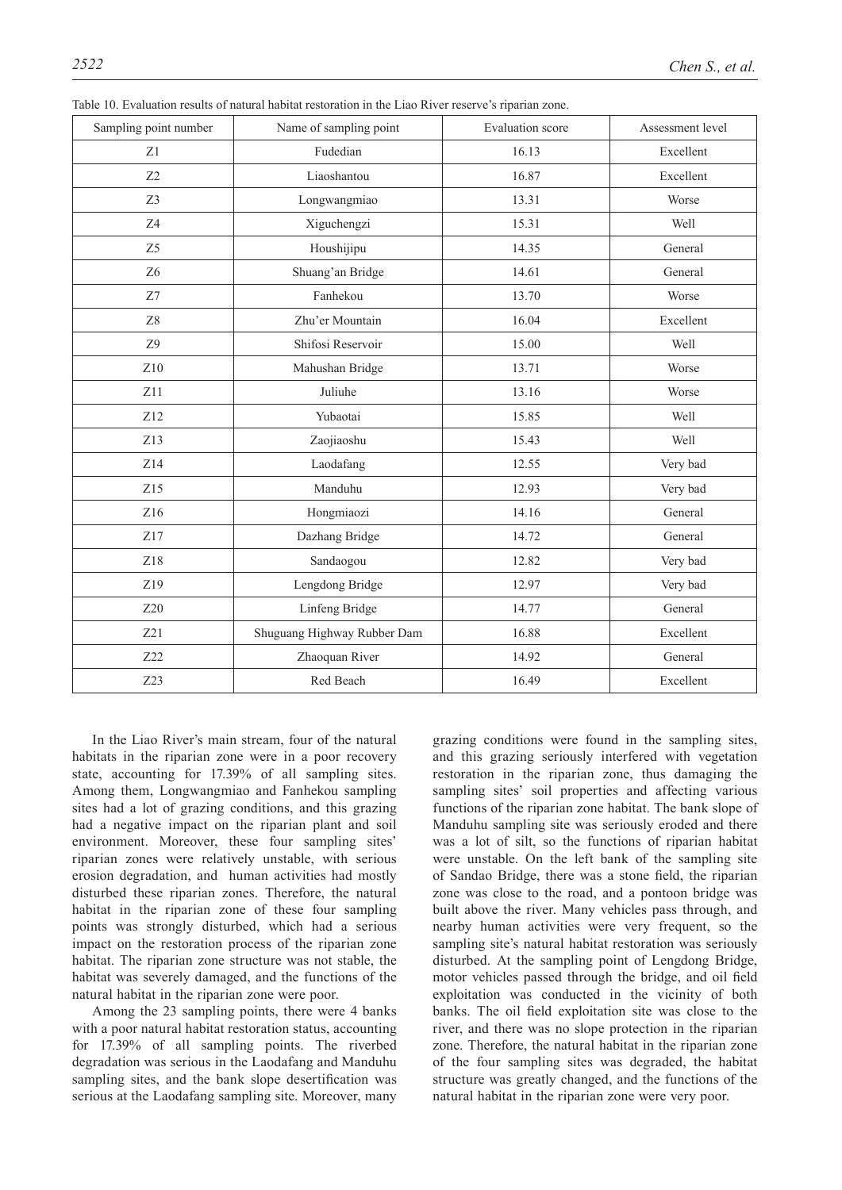Table 10. Evaluation results of natural habitat restoration in the Liao River reserve's riparian zone.

| Sampling point number | Name of sampling point | Evaluation score | Assessment level |
|---|---|---|---|
| Z1 | Fudedian | 16.13 | Excellent |
| Z2 | Liaoshantou | 16.87 | Excellent |
| Z3 | Longwangmiao | 13.31 | Worse |
| Z4 | Xiguchengzi | 15.31 | Well |
| Z5 | Houshijipu | 14.35 | General |
| Z6 | Shuang'an Bridge | 14.61 | General |
| Z7 | Fanhekou | 13.70 | Worse |
| Z8 | Zhu'er Mountain | 16.04 | Excellent |
| Z9 | Shifosi Reservoir | 15.00 | Well |
| Z10 | Mahushan Bridge | 13.71 | Worse |
| Z11 | Juliuhe | 13.16 | Worse |
| Z12 | Yubaotai | 15.85 | Well |
| Z13 | Zaojiaoshu | 15.43 | Well |
| Z14 | Laodafang | 12.55 | Very bad |
| Z15 | Manduhu | 12.93 | Very bad |
| Z16 | Hongmiaozi | 14.16 | General |
| Z17 | Dazhang Bridge | 14.72 | General |
| Z18 | Sandaogou | 12.82 | Very bad |
| Z19 | Lengdong Bridge | 12.97 | Very bad |
| Z20 | Linfeng Bridge | 14.77 | General |
| Z21 | Shuguang Highway Rubber Dam | 16.88 | Excellent |
| Z22 | Zhaoquan River | 14.92 | General |
| Z23 | Red Beach | 16.49 | Excellent |

In the Liao River's main stream, four of the natural habitats in the riparian zone were in a poor recovery state, accounting for 17.39% of all sampling sites. Among them, Longwangmiao and Fanhekou sampling sites had a lot of grazing conditions, and this grazing had a negative impact on the riparian plant and soil environment. Moreover, these four sampling sites' riparian zones were relatively unstable, with serious erosion degradation, and human activities had mostly disturbed these riparian zones. Therefore, the natural habitat in the riparian zone of these four sampling points was strongly disturbed, which had a serious impact on the restoration process of the riparian zone habitat. The riparian zone structure was not stable, the habitat was severely damaged, and the functions of the natural habitat in the riparian zone were poor.

Among the 23 sampling points, there were 4 banks with a poor natural habitat restoration status, accounting for 17.39% of all sampling points. The riverbed degradation was serious in the Laodafang and Manduhu sampling sites, and the bank slope desertification was serious at the Laodafang sampling site. Moreover, many grazing conditions were found in the sampling sites, and this grazing seriously interfered with vegetation restoration in the riparian zone, thus damaging the sampling sites' soil properties and affecting various functions of the riparian zone habitat. The bank slope of Manduhu sampling site was seriously eroded and there was a lot of silt, so the functions of riparian habitat were unstable. On the left bank of the sampling site of Sandao Bridge, there was a stone field, the riparian zone was close to the road, and a pontoon bridge was built above the river. Many vehicles pass through, and nearby human activities were very frequent, so the sampling site's natural habitat restoration was seriously disturbed. At the sampling point of Lengdong Bridge, motor vehicles passed through the bridge, and oil field exploitation was conducted in the vicinity of both banks. The oil field exploitation site was close to the river, and there was no slope protection in the riparian zone. Therefore, the natural habitat in the riparian zone of the four sampling sites was degraded, the habitat structure was greatly changed, and the functions of the natural habitat in the riparian zone were very poor.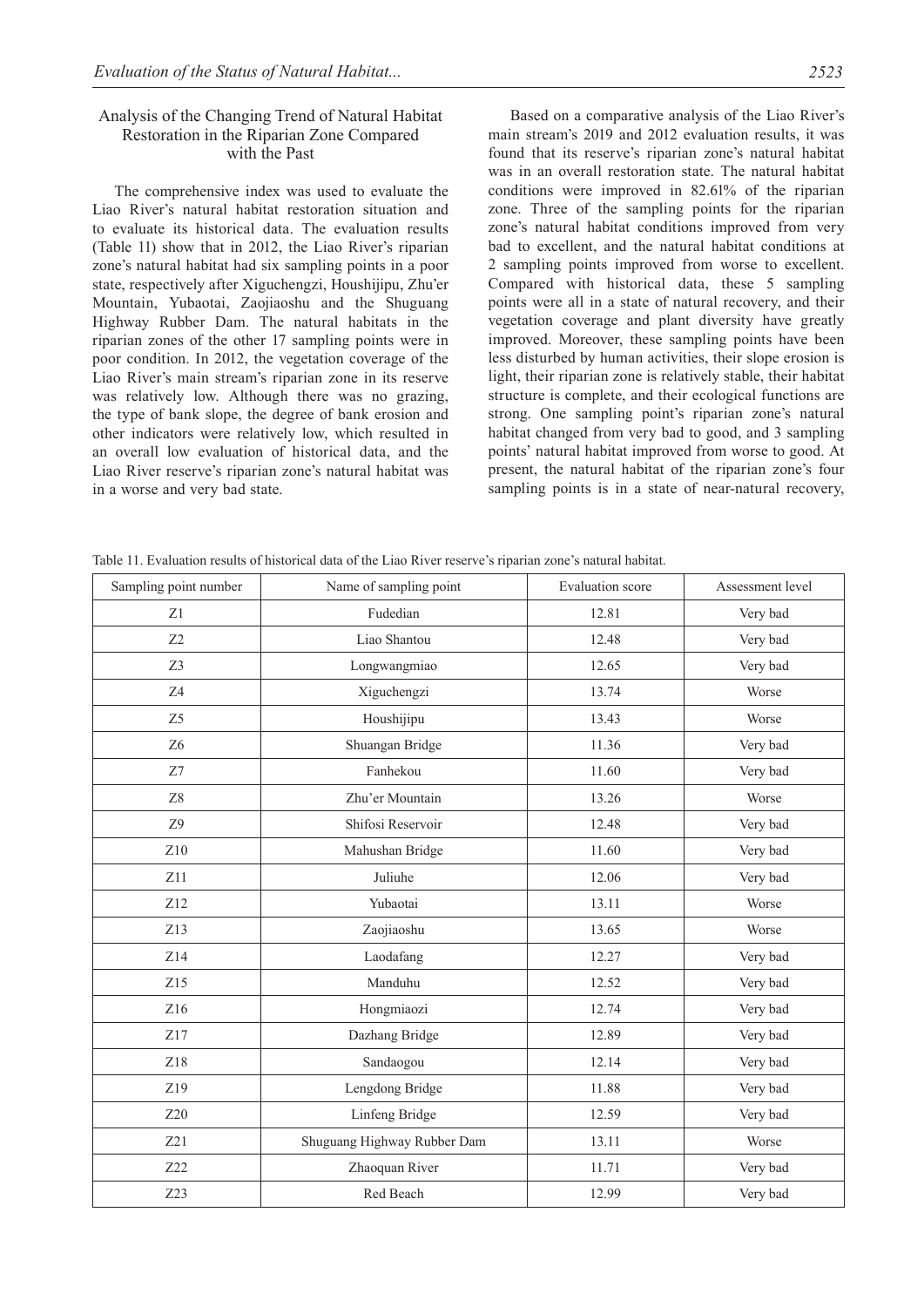### Analysis of the Changing Trend of Natural Habitat Restoration in the Riparian Zone Compared with the Past

The comprehensive index was used to evaluate the Liao River's natural habitat restoration situation and to evaluate its historical data. The evaluation results (Table 11) show that in 2012, the Liao River's riparian zone's natural habitat had six sampling points in a poor state, respectively after Xiguchengzi, Houshijipu, Zhu'er Mountain, Yubaotai, Zaojiaoshu and the Shuguang Highway Rubber Dam. The natural habitats in the riparian zones of the other 17 sampling points were in poor condition. In 2012, the vegetation coverage of the Liao River's main stream's riparian zone in its reserve was relatively low. Although there was no grazing, the type of bank slope, the degree of bank erosion and other indicators were relatively low, which resulted in an overall low evaluation of historical data, and the Liao River reserve's riparian zone's natural habitat was in a worse and very bad state.

Based on a comparative analysis of the Liao River's main stream's 2019 and 2012 evaluation results, it was found that its reserve's riparian zone's natural habitat was in an overall restoration state. The natural habitat conditions were improved in 82.61% of the riparian zone. Three of the sampling points for the riparian zone's natural habitat conditions improved from very bad to excellent, and the natural habitat conditions at 2 sampling points improved from worse to excellent. Compared with historical data, these 5 sampling points were all in a state of natural recovery, and their vegetation coverage and plant diversity have greatly improved. Moreover, these sampling points have been less disturbed by human activities, their slope erosion is light, their riparian zone is relatively stable, their habitat structure is complete, and their ecological functions are strong. One sampling point's riparian zone's natural habitat changed from very bad to good, and 3 sampling points' natural habitat improved from worse to good. At present, the natural habitat of the riparian zone's four sampling points is in a state of near-natural recovery,

Table 11. Evaluation results of historical data of the Liao River reserve's riparian zone's natural habitat.

| Sampling point number | Name of sampling point | Evaluation score | Assessment level |
|---|---|---|---|
| Z1 | Fudedian | 12.81 | Very bad |
| Z2 | Liao Shantou | 12.48 | Very bad |
| Z3 | Longwangmiao | 12.65 | Very bad |
| Z4 | Xiguchengzi | 13.74 | Worse |
| Z5 | Houshijipu | 13.43 | Worse |
| Z6 | Shuangan Bridge | 11.36 | Very bad |
| Z7 | Fanhekou | 11.60 | Very bad |
| Z8 | Zhu'er Mountain | 13.26 | Worse |
| Z9 | Shifosi Reservoir | 12.48 | Very bad |
| Z10 | Mahushan Bridge | 11.60 | Very bad |
| Z11 | Juliuhe | 12.06 | Very bad |
| Z12 | Yubaotai | 13.11 | Worse |
| Z13 | Zaojiaoshu | 13.65 | Worse |
| Z14 | Laodafang | 12.27 | Very bad |
| Z15 | Manduhu | 12.52 | Very bad |
| Z16 | Hongmiaozi | 12.74 | Very bad |
| Z17 | Dazhang Bridge | 12.89 | Very bad |
| Z18 | Sandaogou | 12.14 | Very bad |
| Z19 | Lengdong Bridge | 11.88 | Very bad |
| Z20 | Linfeng Bridge | 12.59 | Very bad |
| Z21 | Shuguang Highway Rubber Dam | 13.11 | Worse |
| Z22 | Zhaoquan River | 11.71 | Very bad |
| Z23 | Red Beach | 12.99 | Very bad |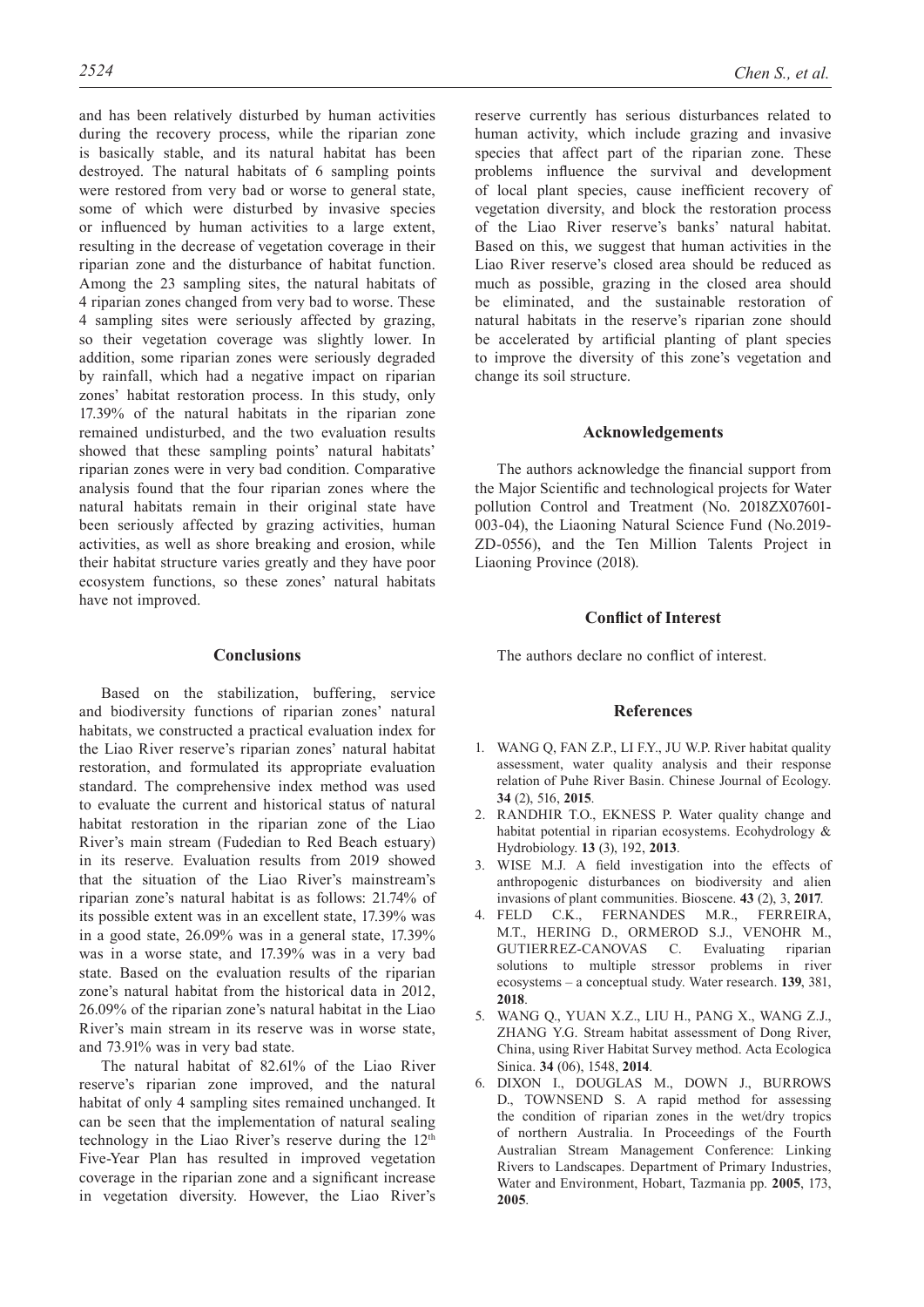and has been relatively disturbed by human activities during the recovery process, while the riparian zone is basically stable, and its natural habitat has been destroyed. The natural habitats of 6 sampling points were restored from very bad or worse to general state, some of which were disturbed by invasive species or influenced by human activities to a large extent, resulting in the decrease of vegetation coverage in their riparian zone and the disturbance of habitat function. Among the 23 sampling sites, the natural habitats of 4 riparian zones changed from very bad to worse. These 4 sampling sites were seriously affected by grazing, so their vegetation coverage was slightly lower. In addition, some riparian zones were seriously degraded by rainfall, which had a negative impact on riparian zones' habitat restoration process. In this study, only 17.39% of the natural habitats in the riparian zone remained undisturbed, and the two evaluation results showed that these sampling points' natural habitats' riparian zones were in very bad condition. Comparative analysis found that the four riparian zones where the natural habitats remain in their original state have been seriously affected by grazing activities, human activities, as well as shore breaking and erosion, while their habitat structure varies greatly and they have poor ecosystem functions, so these zones' natural habitats have not improved.

## Conclusions

Based on the stabilization, buffering, service and biodiversity functions of riparian zones' natural habitats, we constructed a practical evaluation index for the Liao River reserve's riparian zones' natural habitat restoration, and formulated its appropriate evaluation standard. The comprehensive index method was used to evaluate the current and historical status of natural habitat restoration in the riparian zone of the Liao River's main stream (Fudedian to Red Beach estuary) in its reserve. Evaluation results from 2019 showed that the situation of the Liao River's mainstream's riparian zone's natural habitat is as follows: 21.74% of its possible extent was in an excellent state, 17.39% was in a good state, 26.09% was in a general state, 17.39% was in a worse state, and 17.39% was in a very bad state. Based on the evaluation results of the riparian zone's natural habitat from the historical data in 2012, 26.09% of the riparian zone's natural habitat in the Liao River's main stream in its reserve was in worse state, and 73.91% was in very bad state.

The natural habitat of 82.61% of the Liao River reserve's riparian zone improved, and the natural habitat of only 4 sampling sites remained unchanged. It can be seen that the implementation of natural sealing technology in the Liao River's reserve during the 12th Five-Year Plan has resulted in improved vegetation coverage in the riparian zone and a significant increase in vegetation diversity. However, the Liao River's reserve currently has serious disturbances related to human activity, which include grazing and invasive species that affect part of the riparian zone. These problems influence the survival and development of local plant species, cause inefficient recovery of vegetation diversity, and block the restoration process of the Liao River reserve's banks' natural habitat. Based on this, we suggest that human activities in the Liao River reserve's closed area should be reduced as much as possible, grazing in the closed area should be eliminated, and the sustainable restoration of natural habitats in the reserve's riparian zone should be accelerated by artificial planting of plant species to improve the diversity of this zone's vegetation and change its soil structure.

## Acknowledgements

The authors acknowledge the financial support from the Major Scientific and technological projects for Water pollution Control and Treatment (No. 2018ZX07601-003-04), the Liaoning Natural Science Fund (No.2019-ZD-0556), and the Ten Million Talents Project in Liaoning Province (2018).

## Conflict of Interest

The authors declare no conflict of interest.

## References

1. WANG Q, FAN Z.P., LI F.Y., JU W.P. River habitat quality assessment, water quality analysis and their response relation of Puhe River Basin. Chinese Journal of Ecology. **34** (2), 516, **2015**.
2. RANDHIR T.O., EKNESS P. Water quality change and habitat potential in riparian ecosystems. Ecohydrology & Hydrobiology. **13** (3), 192, **2013**.
3. WISE M.J. A field investigation into the effects of anthropogenic disturbances on biodiversity and alien invasions of plant communities. Bioscene. **43** (2), 3, **2017**.
4. FELD C.K., FERNANDES M.R., FERREIRA, M.T., HERING D., ORMEROD S.J., VENOHR M., GUTIERREZ-CANOVAS C. Evaluating riparian solutions to multiple stressor problems in river ecosystems – a conceptual study. Water research. **139**, 381, **2018**.
5. WANG Q., YUAN X.Z., LIU H., PANG X., WANG Z.J., ZHANG Y.G. Stream habitat assessment of Dong River, China, using River Habitat Survey method. Acta Ecologica Sinica. **34** (06), 1548, **2014**.
6. DIXON I., DOUGLAS M., DOWN J., BURROWS D., TOWNSEND S. A rapid method for assessing the condition of riparian zones in the wet/dry tropics of northern Australia. In Proceedings of the Fourth Australian Stream Management Conference: Linking Rivers to Landscapes. Department of Primary Industries, Water and Environment, Hobart, Tazmania pp. **2005**, 173, **2005**.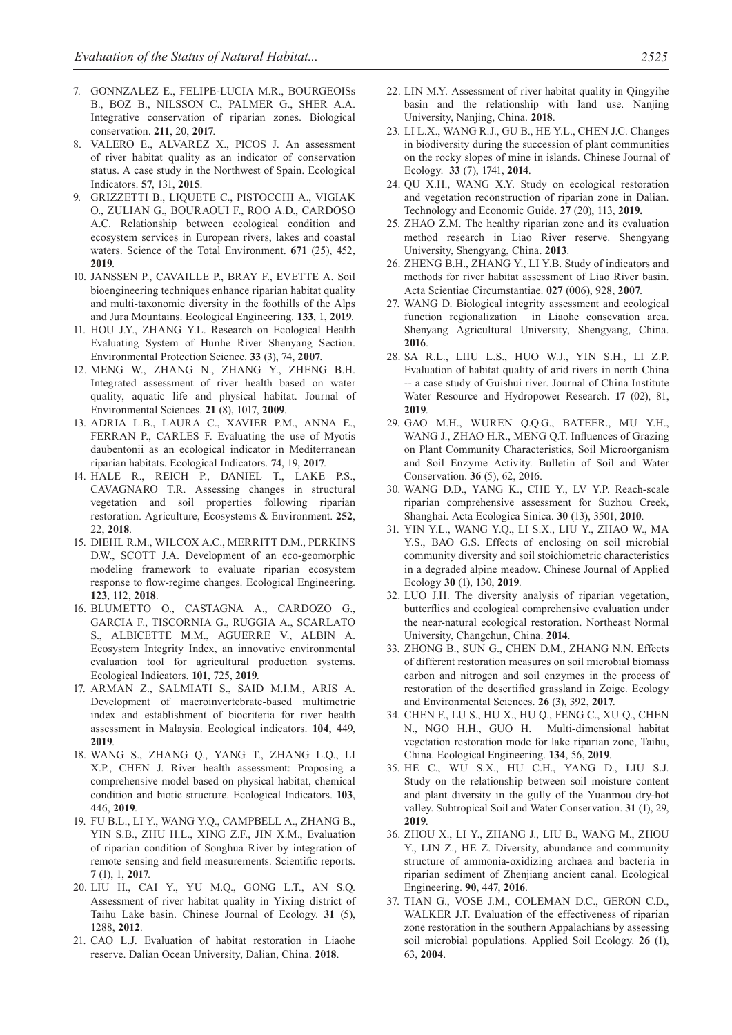7. GONNZALEZ E., FELIPE-LUCIA M.R., BOURGEOISs B., BOZ B., NILSSON C., PALMER G., SHER A.A. Integrative conservation of riparian zones. Biological conservation. **211**, 20, **2017**.
8. VALERO E., ALVAREZ X., PICOS J. An assessment of river habitat quality as an indicator of conservation status. A case study in the Northwest of Spain. Ecological Indicators. **57**, 131, **2015**.
9. GRIZZETTI B., LIQUETE C., PISTOCCHI A., VIGIAK O., ZULIAN G., BOURAOUI F., ROO A.D., CARDOSO A.C. Relationship between ecological condition and ecosystem services in European rivers, lakes and coastal waters. Science of the Total Environment. **671** (25), 452, **2019**.
10. JANSSEN P., CAVAILLE P., BRAY F., EVETTE A. Soil bioengineering techniques enhance riparian habitat quality and multi-taxonomic diversity in the foothills of the Alps and Jura Mountains. Ecological Engineering. **133**, 1, **2019**.
11. HOU J.Y., ZHANG Y.L. Research on Ecological Health Evaluating System of Hunhe River Shenyang Section. Environmental Protection Science. **33** (3), 74, **2007**.
12. MENG W., ZHANG N., ZHANG Y., ZHENG B.H. Integrated assessment of river health based on water quality, aquatic life and physical habitat. Journal of Environmental Sciences. **21** (8), 1017, **2009**.
13. ADRIA L.B., LAURA C., XAVIER P.M., ANNA E., FERRAN P., CARLES F. Evaluating the use of Myotis daubentonii as an ecological indicator in Mediterranean riparian habitats. Ecological Indicators. **74**, 19, **2017**.
14. HALE R., REICH P., DANIEL T., LAKE P.S., CAVAGNARO T.R. Assessing changes in structural vegetation and soil properties following riparian restoration. Agriculture, Ecosystems & Environment. **252**, 22, **2018**.
15. DIEHL R.M., WILCOX A.C., MERRITT D.M., PERKINS D.W., SCOTT J.A. Development of an eco-geomorphic modeling framework to evaluate riparian ecosystem response to flow-regime changes. Ecological Engineering. **123**, 112, **2018**.
16. BLUMETTO O., CASTAGNA A., CARDOZO G., GARCIA F., TISCORNIA G., RUGGIA A., SCARLATO S., ALBICETTE M.M., AGUERRE V., ALBIN A. Ecosystem Integrity Index, an innovative environmental evaluation tool for agricultural production systems. Ecological Indicators. **101**, 725, **2019**.
17. ARMAN Z., SALMIATI S., SAID M.I.M., ARIS A. Development of macroinvertebrate-based multimetric index and establishment of biocriteria for river health assessment in Malaysia. Ecological indicators. **104**, 449, **2019**.
18. WANG S., ZHANG Q., YANG T., ZHANG L.Q., LI X.P., CHEN J. River health assessment: Proposing a comprehensive model based on physical habitat, chemical condition and biotic structure. Ecological Indicators. **103**, 446, **2019**.
19. FU B.L., LI Y., WANG Y.Q., CAMPBELL A., ZHANG B., YIN S.B., ZHU H.L., XING Z.F., JIN X.M., Evaluation of riparian condition of Songhua River by integration of remote sensing and field measurements. Scientific reports. **7** (1), 1, **2017**.
20. LIU H., CAI Y., YU M.Q., GONG L.T., AN S.Q. Assessment of river habitat quality in Yixing district of Taihu Lake basin. Chinese Journal of Ecology. **31** (5), 1288, **2012**.
21. CAO L.J. Evaluation of habitat restoration in Liaohe reserve. Dalian Ocean University, Dalian, China. **2018**.
22. LIN M.Y. Assessment of river habitat quality in Qingyihe basin and the relationship with land use. Nanjing University, Nanjing, China. **2018**.
23. LI L.X., WANG R.J., GU B., HE Y.L., CHEN J.C. Changes in biodiversity during the succession of plant communities on the rocky slopes of mine in islands. Chinese Journal of Ecology. **33** (7), 1741, **2014**.
24. QU X.H., WANG X.Y. Study on ecological restoration and vegetation reconstruction of riparian zone in Dalian. Technology and Economic Guide. **27** (20), 113, **2019.**
25. ZHAO Z.M. The healthy riparian zone and its evaluation method research in Liao River reserve. Shengyang University, Shengyang, China. **2013**.
26. ZHENG B.H., ZHANG Y., LI Y.B. Study of indicators and methods for river habitat assessment of Liao River basin. Acta Scientiae Circumstantiae. **027** (006), 928, **2007**.
27. WANG D. Biological integrity assessment and ecological function regionalization in Liaohe consevation area. Shenyang Agricultural University, Shengyang, China. **2016**.
28. SA R.L., LIIU L.S., HUO W.J., YIN S.H., LI Z.P. Evaluation of habitat quality of arid rivers in north China -- a case study of Guishui river. Journal of China Institute Water Resource and Hydropower Research. **17** (02), 81, **2019**.
29. GAO M.H., WUREN Q.Q.G., BATEER., MU Y.H., WANG J., ZHAO H.R., MENG Q.T. Influences of Grazing on Plant Community Characteristics, Soil Microorganism and Soil Enzyme Activity. Bulletin of Soil and Water Conservation. **36** (5), 62, 2016.
30. WANG D.D., YANG K., CHE Y., LV Y.P. Reach-scale riparian comprehensive assessment for Suzhou Creek, Shanghai. Acta Ecologica Sinica. **30** (13), 3501, **2010**.
31. YIN Y.L., WANG Y.Q., LI S.X., LIU Y., ZHAO W., MA Y.S., BAO G.S. Effects of enclosing on soil microbial community diversity and soil stoichiometric characteristics in a degraded alpine meadow. Chinese Journal of Applied Ecology **30** (1), 130, **2019**.
32. LUO J.H. The diversity analysis of riparian vegetation, butterflies and ecological comprehensive evaluation under the near-natural ecological restoration. Northeast Normal University, Changchun, China. **2014**.
33. ZHONG B., SUN G., CHEN D.M., ZHANG N.N. Effects of different restoration measures on soil microbial biomass carbon and nitrogen and soil enzymes in the process of restoration of the desertified grassland in Zoige. Ecology and Environmental Sciences. **26** (3), 392, **2017**.
34. CHEN F., LU S., HU X., HU Q., FENG C., XU Q., CHEN N., NGO H.H., GUO H. Multi-dimensional habitat vegetation restoration mode for lake riparian zone, Taihu, China. Ecological Engineering. **134**, 56, **2019**.
35. HE C., WU S.X., HU C.H., YANG D., LIU S.J. Study on the relationship between soil moisture content and plant diversity in the gully of the Yuanmou dry-hot valley. Subtropical Soil and Water Conservation. **31** (1), 29, **2019**.
36. ZHOU X., LI Y., ZHANG J., LIU B., WANG M., ZHOU Y., LIN Z., HE Z. Diversity, abundance and community structure of ammonia-oxidizing archaea and bacteria in riparian sediment of Zhenjiang ancient canal. Ecological Engineering. **90**, 447, **2016**.
37. TIAN G., VOSE J.M., COLEMAN D.C., GERON C.D., WALKER J.T. Evaluation of the effectiveness of riparian zone restoration in the southern Appalachians by assessing soil microbial populations. Applied Soil Ecology. **26** (1), 63, **2004**.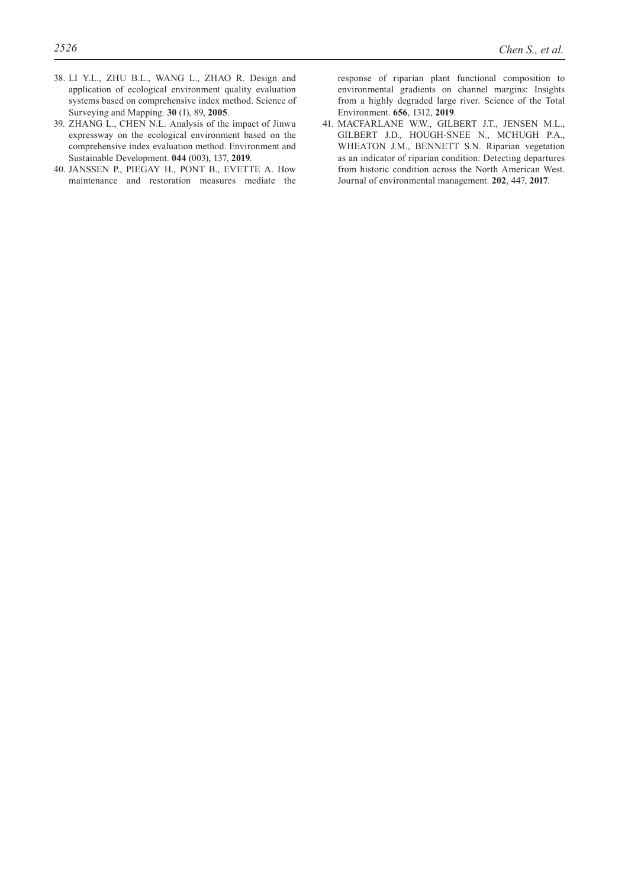38. LI Y.L., ZHU B.L., WANG L., ZHAO R. Design and application of ecological environment quality evaluation systems based on comprehensive index method. Science of Surveying and Mapping. **30** (1), 89, **2005**.
39. ZHANG L., CHEN N.L. Analysis of the impact of Jinwu expressway on the ecological environment based on the comprehensive index evaluation method. Environment and Sustainable Development. **044** (003), 137, **2019**.
40. JANSSEN P., PIEGAY H., PONT B., EVETTE A. How maintenance and restoration measures mediate the response of riparian plant functional composition to environmental gradients on channel margins: Insights from a highly degraded large river. Science of the Total Environment. **656**, 1312, **2019**.
41. MACFARLANE W.W., GILBERT J.T., JENSEN M.L., GILBERT J.D., HOUGH-SNEE N., MCHUGH P.A., WHEATON J.M., BENNETT S.N. Riparian vegetation as an indicator of riparian condition: Detecting departures from historic condition across the North American West. Journal of environmental management. **202**, 447, **2017**.